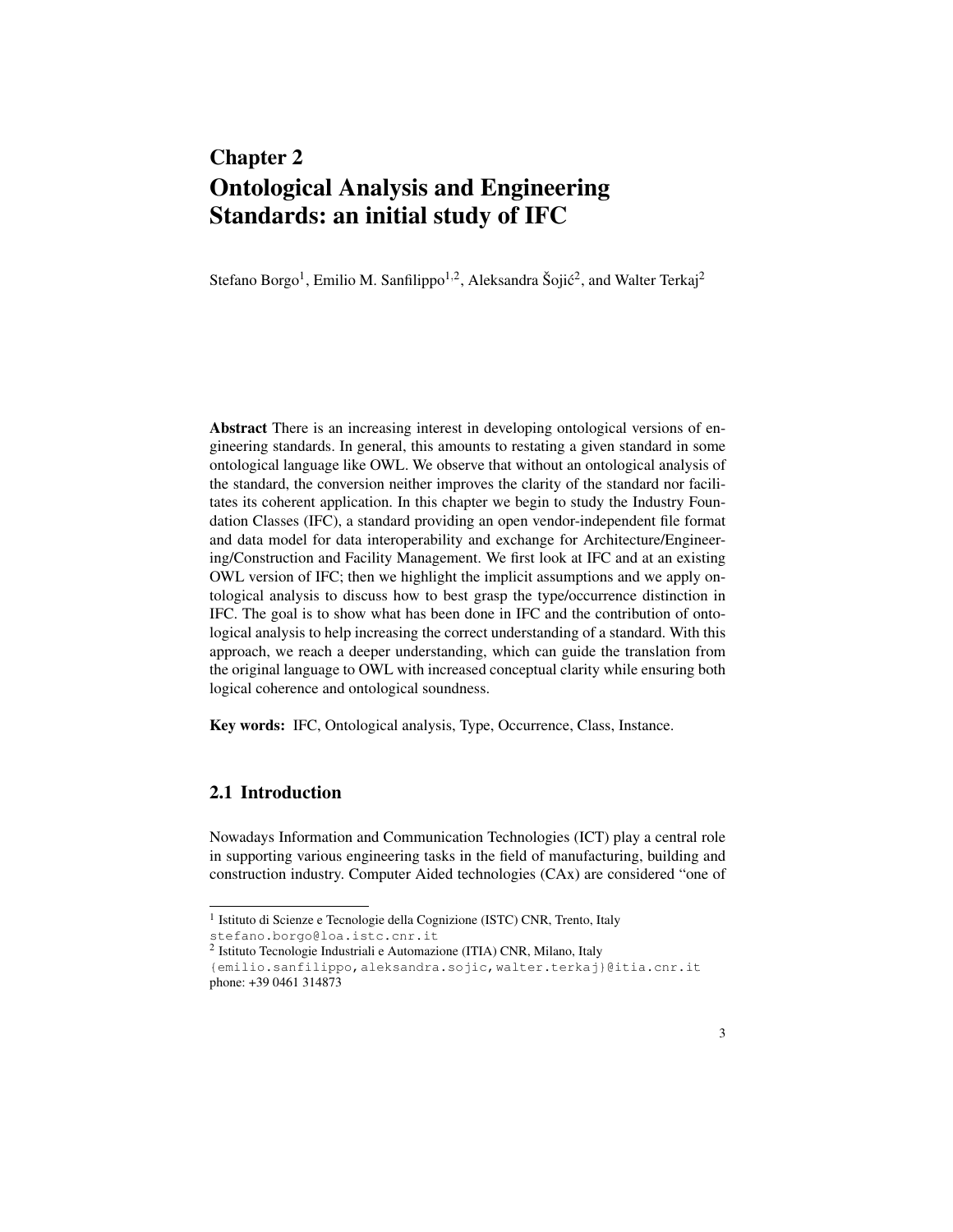# Chapter 2
# Ontological Analysis and Engineering Standards: an initial study of IFC

Stefano Borgo[1], Emilio M. Sanfilippo[1,2], Aleksandra Šojić[2], and Walter Terkaj[2]

**Abstract** There is an increasing interest in developing ontological versions of engineering standards. In general, this amounts to restating a given standard in some ontological language like OWL. We observe that without an ontological analysis of the standard, the conversion neither improves the clarity of the standard nor facilitates its coherent application. In this chapter we begin to study the Industry Foundation Classes (IFC), a standard providing an open vendor-independent file format and data model for data interoperability and exchange for Architecture/Engineering/Construction and Facility Management. We first look at IFC and at an existing OWL version of IFC; then we highlight the implicit assumptions and we apply ontological analysis to discuss how to best grasp the type/occurrence distinction in IFC. The goal is to show what has been done in IFC and the contribution of ontological analysis to help increasing the correct understanding of a standard. With this approach, we reach a deeper understanding, which can guide the translation from the original language to OWL with increased conceptual clarity while ensuring both logical coherence and ontological soundness.

**Key words:** IFC, Ontological analysis, Type, Occurrence, Class, Instance.

## 2.1 Introduction

Nowadays Information and Communication Technologies (ICT) play a central role in supporting various engineering tasks in the field of manufacturing, building and construction industry. Computer Aided technologies (CAx) are considered "one of

---

[1] Istituto di Scienze e Tecnologie della Cognizione (ISTC) CNR, Trento, Italy
stefano.borgo@loa.istc.cnr.it

[2] Istituto Tecnologie Industriali e Automazione (ITIA) CNR, Milano, Italy
{emilio.sanfilippo,aleksandra.sojic,walter.terkaj}@itia.cnr.it
phone: +39 0461 314873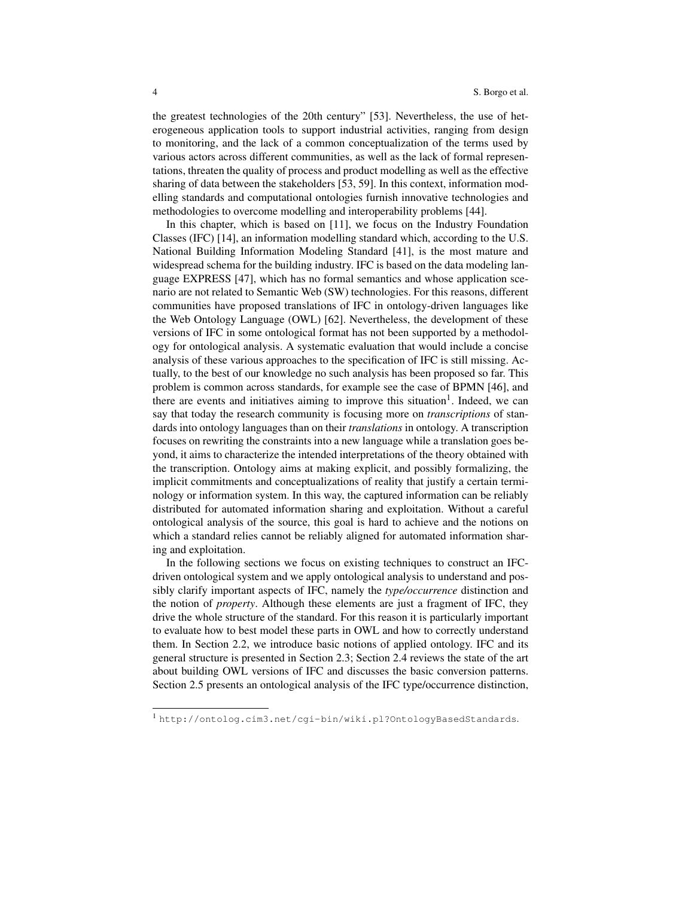the greatest technologies of the 20th century" [53]. Nevertheless, the use of heterogeneous application tools to support industrial activities, ranging from design to monitoring, and the lack of a common conceptualization of the terms used by various actors across different communities, as well as the lack of formal representations, threaten the quality of process and product modelling as well as the effective sharing of data between the stakeholders [53, 59]. In this context, information modelling standards and computational ontologies furnish innovative technologies and methodologies to overcome modelling and interoperability problems [44].

In this chapter, which is based on [11], we focus on the Industry Foundation Classes (IFC) [14], an information modelling standard which, according to the U.S. National Building Information Modeling Standard [41], is the most mature and widespread schema for the building industry. IFC is based on the data modeling language EXPRESS [47], which has no formal semantics and whose application scenario are not related to Semantic Web (SW) technologies. For this reasons, different communities have proposed translations of IFC in ontology-driven languages like the Web Ontology Language (OWL) [62]. Nevertheless, the development of these versions of IFC in some ontological format has not been supported by a methodology for ontological analysis. A systematic evaluation that would include a concise analysis of these various approaches to the specification of IFC is still missing. Actually, to the best of our knowledge no such analysis has been proposed so far. This problem is common across standards, for example see the case of BPMN [46], and there are events and initiatives aiming to improve this situation[1]. Indeed, we can say that today the research community is focusing more on *transcriptions* of standards into ontology languages than on their *translations* in ontology. A transcription focuses on rewriting the constraints into a new language while a translation goes beyond, it aims to characterize the intended interpretations of the theory obtained with the transcription. Ontology aims at making explicit, and possibly formalizing, the implicit commitments and conceptualizations of reality that justify a certain terminology or information system. In this way, the captured information can be reliably distributed for automated information sharing and exploitation. Without a careful ontological analysis of the source, this goal is hard to achieve and the notions on which a standard relies cannot be reliably aligned for automated information sharing and exploitation.

In the following sections we focus on existing techniques to construct an IFC-driven ontological system and we apply ontological analysis to understand and possibly clarify important aspects of IFC, namely the *type/occurrence* distinction and the notion of *property*. Although these elements are just a fragment of IFC, they drive the whole structure of the standard. For this reason it is particularly important to evaluate how to best model these parts in OWL and how to correctly understand them. In Section 2.2, we introduce basic notions of applied ontology. IFC and its general structure is presented in Section 2.3; Section 2.4 reviews the state of the art about building OWL versions of IFC and discusses the basic conversion patterns. Section 2.5 presents an ontological analysis of the IFC type/occurrence distinction,

[1] http://ontolog.cim3.net/cgi-bin/wiki.pl?OntologyBasedStandards.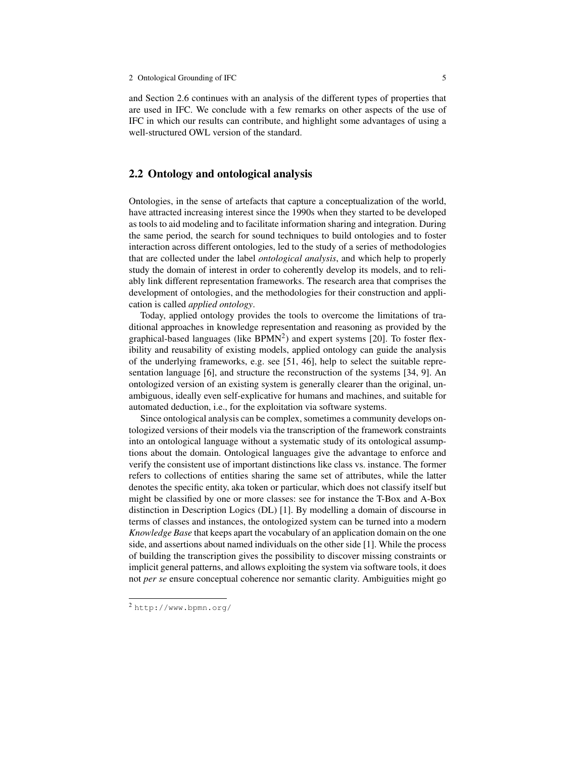and Section 2.6 continues with an analysis of the different types of properties that are used in IFC. We conclude with a few remarks on other aspects of the use of IFC in which our results can contribute, and highlight some advantages of using a well-structured OWL version of the standard.

## 2.2 Ontology and ontological analysis

Ontologies, in the sense of artefacts that capture a conceptualization of the world, have attracted increasing interest since the 1990s when they started to be developed as tools to aid modeling and to facilitate information sharing and integration. During the same period, the search for sound techniques to build ontologies and to foster interaction across different ontologies, led to the study of a series of methodologies that are collected under the label *ontological analysis*, and which help to properly study the domain of interest in order to coherently develop its models, and to reliably link different representation frameworks. The research area that comprises the development of ontologies, and the methodologies for their construction and application is called *applied ontology*.

Today, applied ontology provides the tools to overcome the limitations of traditional approaches in knowledge representation and reasoning as provided by the graphical-based languages (like BPMN[2]) and expert systems [20]. To foster flexibility and reusability of existing models, applied ontology can guide the analysis of the underlying frameworks, e.g. see [51, 46], help to select the suitable representation language [6], and structure the reconstruction of the systems [34, 9]. An ontologized version of an existing system is generally clearer than the original, unambiguous, ideally even self-explicative for humans and machines, and suitable for automated deduction, i.e., for the exploitation via software systems.

Since ontological analysis can be complex, sometimes a community develops ontologized versions of their models via the transcription of the framework constraints into an ontological language without a systematic study of its ontological assumptions about the domain. Ontological languages give the advantage to enforce and verify the consistent use of important distinctions like class vs. instance. The former refers to collections of entities sharing the same set of attributes, while the latter denotes the specific entity, aka token or particular, which does not classify itself but might be classified by one or more classes: see for instance the T-Box and A-Box distinction in Description Logics (DL) [1]. By modelling a domain of discourse in terms of classes and instances, the ontologized system can be turned into a modern *Knowledge Base* that keeps apart the vocabulary of an application domain on the one side, and assertions about named individuals on the other side [1]. While the process of building the transcription gives the possibility to discover missing constraints or implicit general patterns, and allows exploiting the system via software tools, it does not *per se* ensure conceptual coherence nor semantic clarity. Ambiguities might go

[2] http://www.bpmn.org/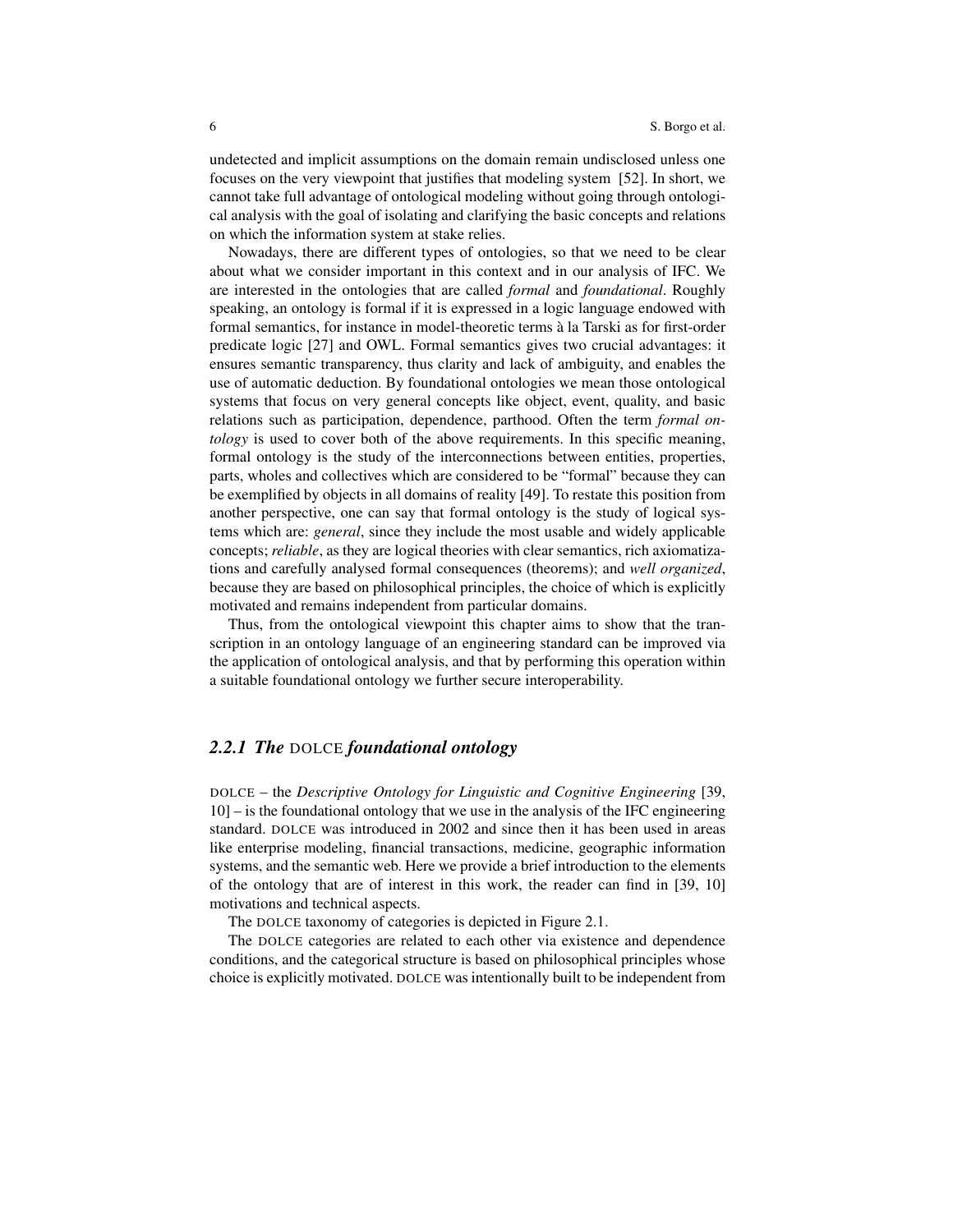undetected and implicit assumptions on the domain remain undisclosed unless one focuses on the very viewpoint that justifies that modeling system [52]. In short, we cannot take full advantage of ontological modeling without going through ontological analysis with the goal of isolating and clarifying the basic concepts and relations on which the information system at stake relies.

Nowadays, there are different types of ontologies, so that we need to be clear about what we consider important in this context and in our analysis of IFC. We are interested in the ontologies that are called *formal* and *foundational*. Roughly speaking, an ontology is formal if it is expressed in a logic language endowed with formal semantics, for instance in model-theoretic terms à la Tarski as for first-order predicate logic [27] and OWL. Formal semantics gives two crucial advantages: it ensures semantic transparency, thus clarity and lack of ambiguity, and enables the use of automatic deduction. By foundational ontologies we mean those ontological systems that focus on very general concepts like object, event, quality, and basic relations such as participation, dependence, parthood. Often the term *formal ontology* is used to cover both of the above requirements. In this specific meaning, formal ontology is the study of the interconnections between entities, properties, parts, wholes and collectives which are considered to be "formal" because they can be exemplified by objects in all domains of reality [49]. To restate this position from another perspective, one can say that formal ontology is the study of logical systems which are: *general*, since they include the most usable and widely applicable concepts; *reliable*, as they are logical theories with clear semantics, rich axiomatizations and carefully analysed formal consequences (theorems); and *well organized*, because they are based on philosophical principles, the choice of which is explicitly motivated and remains independent from particular domains.

Thus, from the ontological viewpoint this chapter aims to show that the transcription in an ontology language of an engineering standard can be improved via the application of ontological analysis, and that by performing this operation within a suitable foundational ontology we further secure interoperability.

### 2.2.1 The DOLCE foundational ontology

DOLCE – the *Descriptive Ontology for Linguistic and Cognitive Engineering* [39, 10] – is the foundational ontology that we use in the analysis of the IFC engineering standard. DOLCE was introduced in 2002 and since then it has been used in areas like enterprise modeling, financial transactions, medicine, geographic information systems, and the semantic web. Here we provide a brief introduction to the elements of the ontology that are of interest in this work, the reader can find in [39, 10] motivations and technical aspects.

The DOLCE taxonomy of categories is depicted in Figure 2.1.

The DOLCE categories are related to each other via existence and dependence conditions, and the categorical structure is based on philosophical principles whose choice is explicitly motivated. DOLCE was intentionally built to be independent from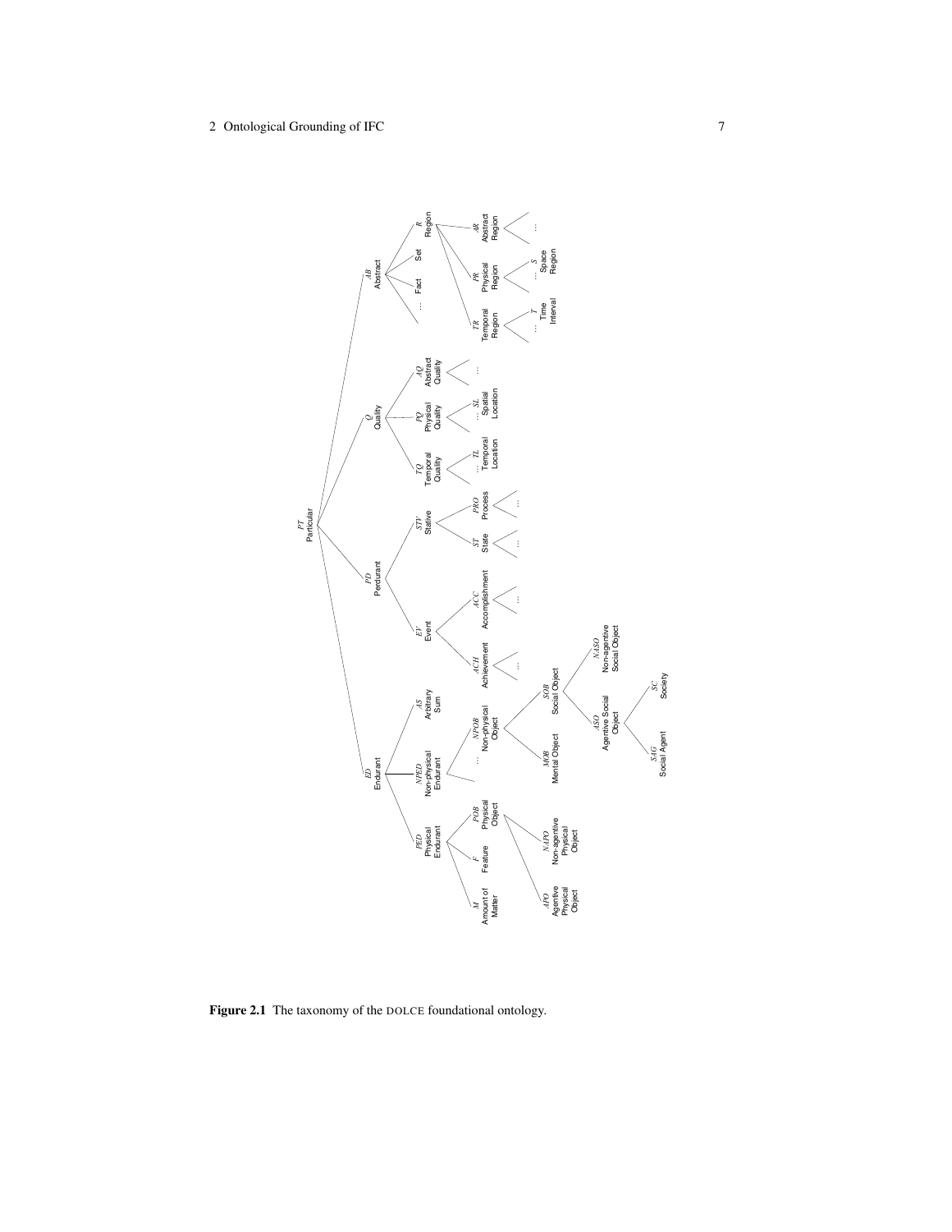**Figure 2.1** The taxonomy of the DOLCE foundational ontology.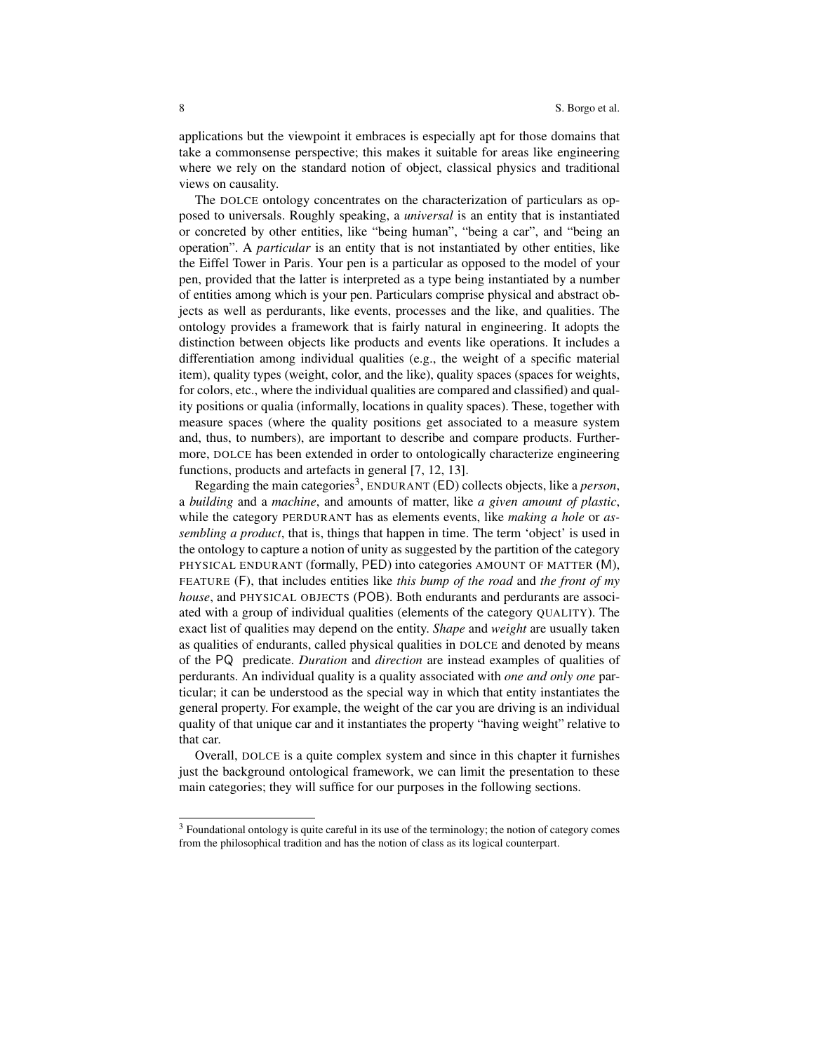applications but the viewpoint it embraces is especially apt for those domains that take a commonsense perspective; this makes it suitable for areas like engineering where we rely on the standard notion of object, classical physics and traditional views on causality.

The DOLCE ontology concentrates on the characterization of particulars as opposed to universals. Roughly speaking, a *universal* is an entity that is instantiated or concreted by other entities, like "being human", "being a car", and "being an operation". A *particular* is an entity that is not instantiated by other entities, like the Eiffel Tower in Paris. Your pen is a particular as opposed to the model of your pen, provided that the latter is interpreted as a type being instantiated by a number of entities among which is your pen. Particulars comprise physical and abstract objects as well as perdurants, like events, processes and the like, and qualities. The ontology provides a framework that is fairly natural in engineering. It adopts the distinction between objects like products and events like operations. It includes a differentiation among individual qualities (e.g., the weight of a specific material item), quality types (weight, color, and the like), quality spaces (spaces for weights, for colors, etc., where the individual qualities are compared and classified) and quality positions or qualia (informally, locations in quality spaces). These, together with measure spaces (where the quality positions get associated to a measure system and, thus, to numbers), are important to describe and compare products. Furthermore, DOLCE has been extended in order to ontologically characterize engineering functions, products and artefacts in general [7, 12, 13].

Regarding the main categories[3], ENDURANT (ED) collects objects, like a *person*, a *building* and a *machine*, and amounts of matter, like *a given amount of plastic*, while the category PERDURANT has as elements events, like *making a hole* or *assembling a product*, that is, things that happen in time. The term 'object' is used in the ontology to capture a notion of unity as suggested by the partition of the category PHYSICAL ENDURANT (formally, PED) into categories AMOUNT OF MATTER (M), FEATURE (F), that includes entities like *this bump of the road* and *the front of my house*, and PHYSICAL OBJECTS (POB). Both endurants and perdurants are associated with a group of individual qualities (elements of the category QUALITY). The exact list of qualities may depend on the entity. *Shape* and *weight* are usually taken as qualities of endurants, called physical qualities in DOLCE and denoted by means of the PQ predicate. *Duration* and *direction* are instead examples of qualities of perdurants. An individual quality is a quality associated with *one and only one* particular; it can be understood as the special way in which that entity instantiates the general property. For example, the weight of the car you are driving is an individual quality of that unique car and it instantiates the property "having weight" relative to that car.

Overall, DOLCE is a quite complex system and since in this chapter it furnishes just the background ontological framework, we can limit the presentation to these main categories; they will suffice for our purposes in the following sections.

[3] Foundational ontology is quite careful in its use of the terminology; the notion of category comes from the philosophical tradition and has the notion of class as its logical counterpart.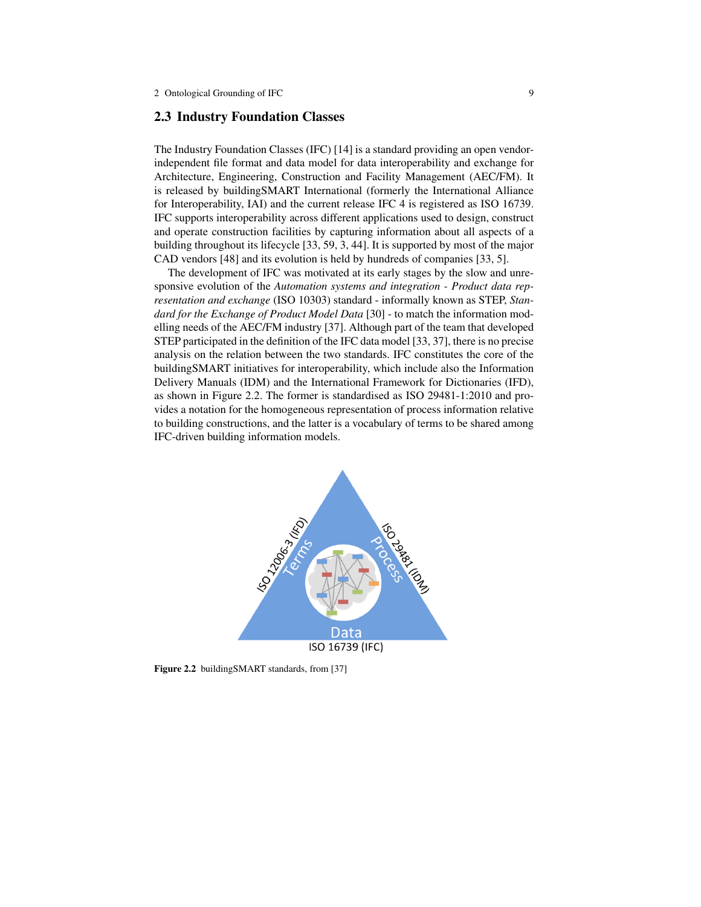## 2.3 Industry Foundation Classes

The Industry Foundation Classes (IFC) [14] is a standard providing an open vendor-independent file format and data model for data interoperability and exchange for Architecture, Engineering, Construction and Facility Management (AEC/FM). It is released by buildingSMART International (formerly the International Alliance for Interoperability, IAI) and the current release IFC 4 is registered as ISO 16739. IFC supports interoperability across different applications used to design, construct and operate construction facilities by capturing information about all aspects of a building throughout its lifecycle [33, 59, 3, 44]. It is supported by most of the major CAD vendors [48] and its evolution is held by hundreds of companies [33, 5].

The development of IFC was motivated at its early stages by the slow and unresponsive evolution of the *Automation systems and integration - Product data representation and exchange* (ISO 10303) standard - informally known as STEP, *Standard for the Exchange of Product Model Data* [30] - to match the information modelling needs of the AEC/FM industry [37]. Although part of the team that developed STEP participated in the definition of the IFC data model [33, 37], there is no precise analysis on the relation between the two standards. IFC constitutes the core of the buildingSMART initiatives for interoperability, which include also the Information Delivery Manuals (IDM) and the International Framework for Dictionaries (IFD), as shown in Figure 2.2. The former is standardised as ISO 29481-1:2010 and provides a notation for the homogeneous representation of process information relative to building constructions, and the latter is a vocabulary of terms to be shared among IFC-driven building information models.

**Figure 2.2** buildingSMART standards, from [37]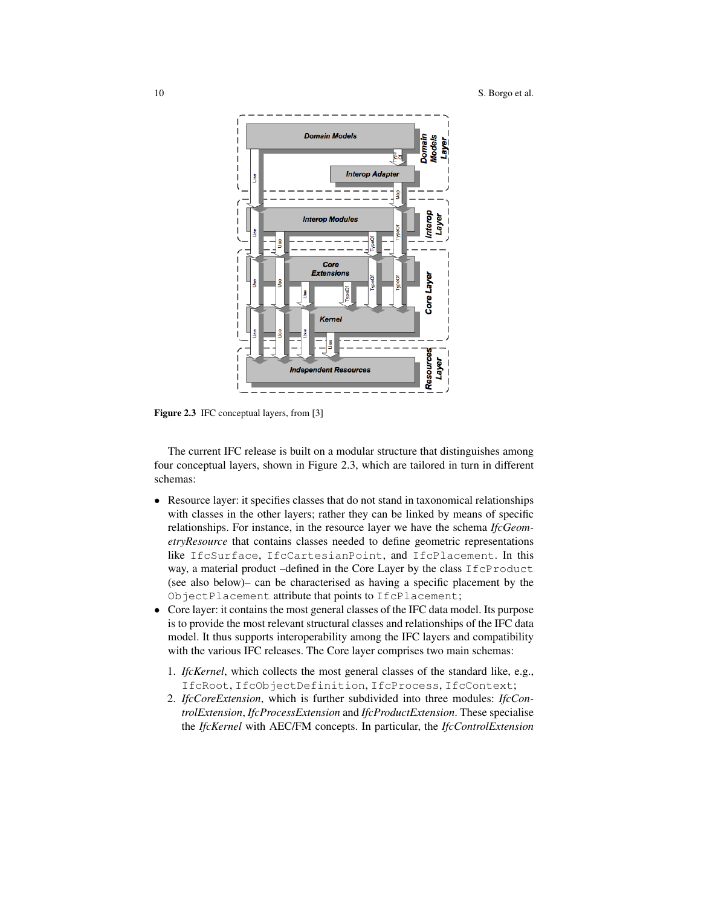Figure 2.3 IFC conceptual layers, from [3]

The current IFC release is built on a modular structure that distinguishes among four conceptual layers, shown in Figure 2.3, which are tailored in turn in different schemas:

- Resource layer: it specifies classes that do not stand in taxonomical relationships with classes in the other layers; rather they can be linked by means of specific relationships. For instance, in the resource layer we have the schema *IfcGeometryResource* that contains classes needed to define geometric representations like `IfcSurface`, `IfcCartesianPoint`, and `IfcPlacement`. In this way, a material product –defined in the Core Layer by the class `IfcProduct` (see also below)– can be characterised as having a specific placement by the `ObjectPlacement` attribute that points to `IfcPlacement`;
- Core layer: it contains the most general classes of the IFC data model. Its purpose is to provide the most relevant structural classes and relationships of the IFC data model. It thus supports interoperability among the IFC layers and compatibility with the various IFC releases. The Core layer comprises two main schemas:
    1. *IfcKernel*, which collects the most general classes of the standard like, e.g., `IfcRoot`, `IfcObjectDefinition`, `IfcProcess`, `IfcContext`;
    2. *IfcCoreExtension*, which is further subdivided into three modules: *IfcControlExtension*, *IfcProcessExtension* and *IfcProductExtension*. These specialise the *IfcKernel* with AEC/FM concepts. In particular, the *IfcControlExtension*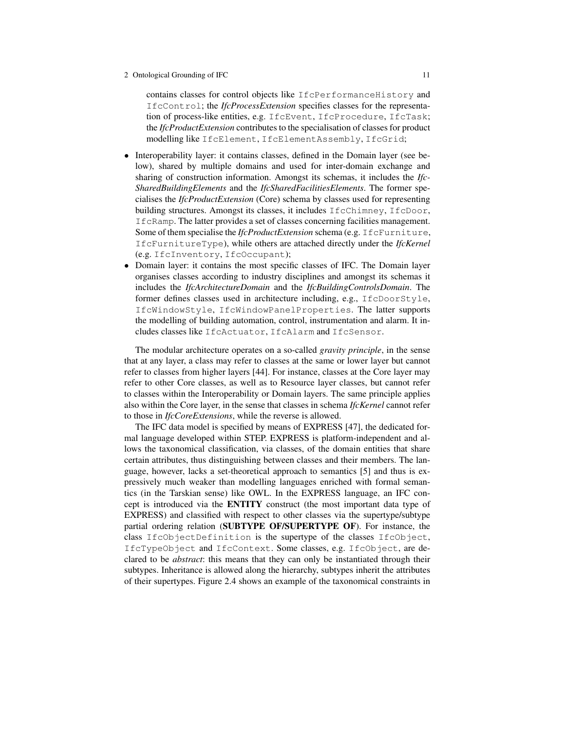contains classes for control objects like `IfcPerformanceHistory` and `IfcControl`; the *IfcProcessExtension* specifies classes for the representation of process-like entities, e.g. `IfcEvent`, `IfcProcedure`, `IfcTask`; the *IfcProductExtension* contributes to the specialisation of classes for product modelling like `IfcElement`, `IfcElementAssembly`, `IfcGrid`;

- Interoperability layer: it contains classes, defined in the Domain layer (see below), shared by multiple domains and used for inter-domain exchange and sharing of construction information. Amongst its schemas, it includes the *IfcSharedBuildingElements* and the *IfcSharedFacilitiesElements*. The former specialises the *IfcProductExtension* (Core) schema by classes used for representing building structures. Amongst its classes, it includes `IfcChimney`, `IfcDoor`, `IfcRamp`. The latter provides a set of classes concerning facilities management. Some of them specialise the *IfcProductExtension* schema (e.g. `IfcFurniture`, `IfcFurnitureType`), while others are attached directly under the *IfcKernel* (e.g. `IfcInventory`, `IfcOccupant`);
- Domain layer: it contains the most specific classes of IFC. The Domain layer organises classes according to industry disciplines and amongst its schemas it includes the *IfcArchitectureDomain* and the *IfcBuildingControlsDomain*. The former defines classes used in architecture including, e.g., `IfcDoorStyle`, `IfcWindowStyle`, `IfcWindowPanelProperties`. The latter supports the modelling of building automation, control, instrumentation and alarm. It includes classes like `IfcActuator`, `IfcAlarm` and `IfcSensor`.

The modular architecture operates on a so-called *gravity principle*, in the sense that at any layer, a class may refer to classes at the same or lower layer but cannot refer to classes from higher layers [44]. For instance, classes at the Core layer may refer to other Core classes, as well as to Resource layer classes, but cannot refer to classes within the Interoperability or Domain layers. The same principle applies also within the Core layer, in the sense that classes in schema *IfcKernel* cannot refer to those in *IfcCoreExtensions*, while the reverse is allowed.

The IFC data model is specified by means of EXPRESS [47], the dedicated formal language developed within STEP. EXPRESS is platform-independent and allows the taxonomical classification, via classes, of the domain entities that share certain attributes, thus distinguishing between classes and their members. The language, however, lacks a set-theoretical approach to semantics [5] and thus is expressively much weaker than modelling languages enriched with formal semantics (in the Tarskian sense) like OWL. In the EXPRESS language, an IFC concept is introduced via the **ENTITY** construct (the most important data type of EXPRESS) and classified with respect to other classes via the supertype/subtype partial ordering relation (**SUBTYPE OF/SUPERTYPE OF**). For instance, the class `IfcObjectDefinition` is the supertype of the classes `IfcObject`, `IfcTypeObject` and `IfcContext`. Some classes, e.g. `IfcObject`, are declared to be *abstract*: this means that they can only be instantiated through their subtypes. Inheritance is allowed along the hierarchy, subtypes inherit the attributes of their supertypes. Figure 2.4 shows an example of the taxonomical constraints in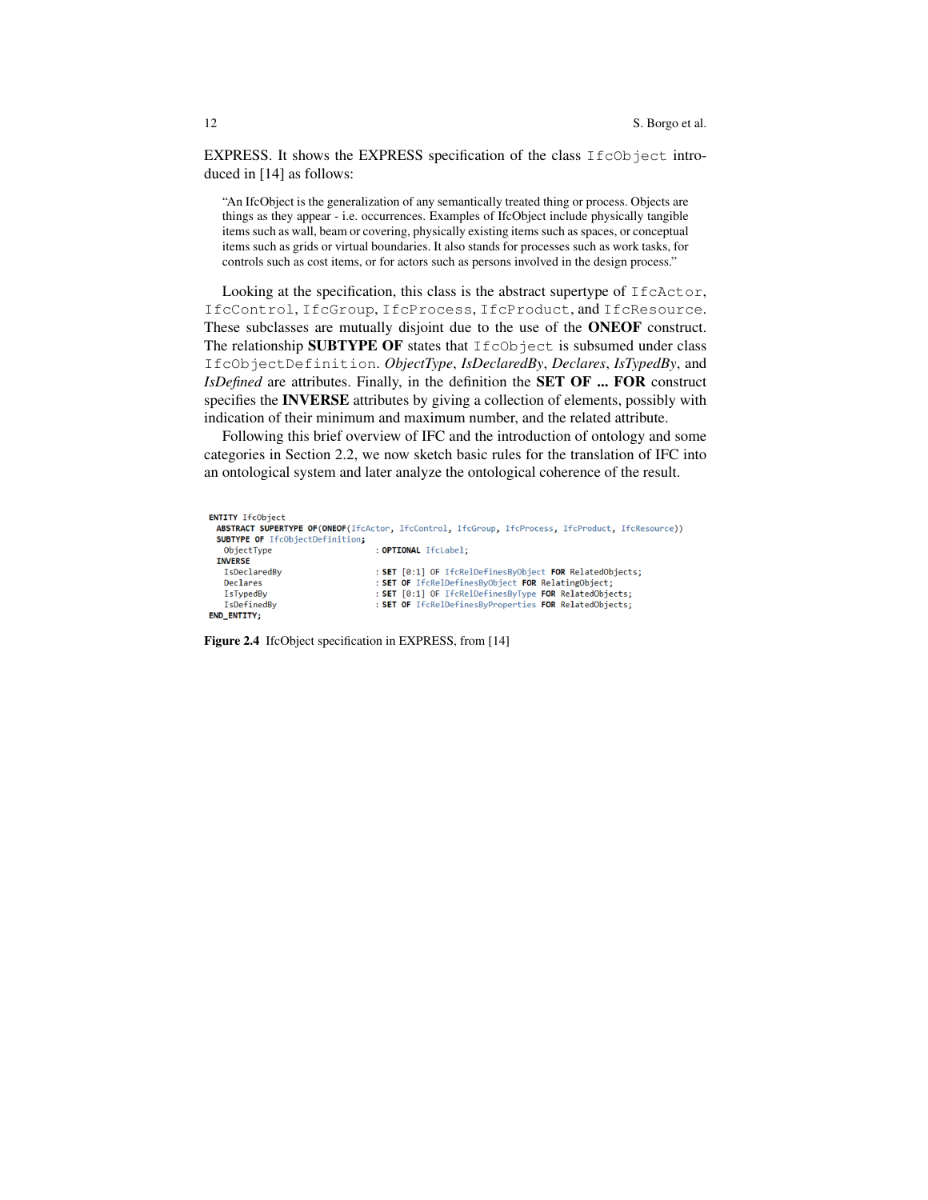EXPRESS. It shows the EXPRESS specification of the class `IfcObject` introduced in [14] as follows:

> "An IfcObject is the generalization of any semantically treated thing or process. Objects are things as they appear - i.e. occurrences. Examples of IfcObject include physically tangible items such as wall, beam or covering, physically existing items such as spaces, or conceptual items such as grids or virtual boundaries. It also stands for processes such as work tasks, for controls such as cost items, or for actors such as persons involved in the design process."

Looking at the specification, this class is the abstract supertype of `IfcActor`, `IfcControl`, `IfcGroup`, `IfcProcess`, `IfcProduct`, and `IfcResource`. These subclasses are mutually disjoint due to the use of the **ONEOF** construct. The relationship **SUBTYPE OF** states that `IfcObject` is subsumed under class `IfcObjectDefinition`. *ObjectType*, *IsDeclaredBy*, *Declares*, *IsTypedBy*, and *IsDefined* are attributes. Finally, in the definition the **SET OF ... FOR** construct specifies the **INVERSE** attributes by giving a collection of elements, possibly with indication of their minimum and maximum number, and the related attribute.

Following this brief overview of IFC and the introduction of ontology and some categories in Section 2.2, we now sketch basic rules for the translation of IFC into an ontological system and later analyze the ontological coherence of the result.

```
ENTITY IfcObject
  ABSTRACT SUPERTYPE OF(ONEOF(IfcActor, IfcControl, IfcGroup, IfcProcess, IfcProduct, IfcResource))
  SUBTYPE OF IfcObjectDefinition;
    ObjectType           : OPTIONAL IfcLabel;
  INVERSE
    IsDeclaredBy         : SET [0:1] OF IfcRelDefinesByObject FOR RelatedObjects;
    Declares             : SET OF IfcRelDefinesByObject FOR RelatingObject;
    IsTypedBy            : SET [0:1] OF IfcRelDefinesByType FOR RelatedObjects;
    IsDefinedBy          : SET OF IfcRelDefinesByProperties FOR RelatedObjects;
END_ENTITY;
```

**Figure 2.4** IfcObject specification in EXPRESS, from [14]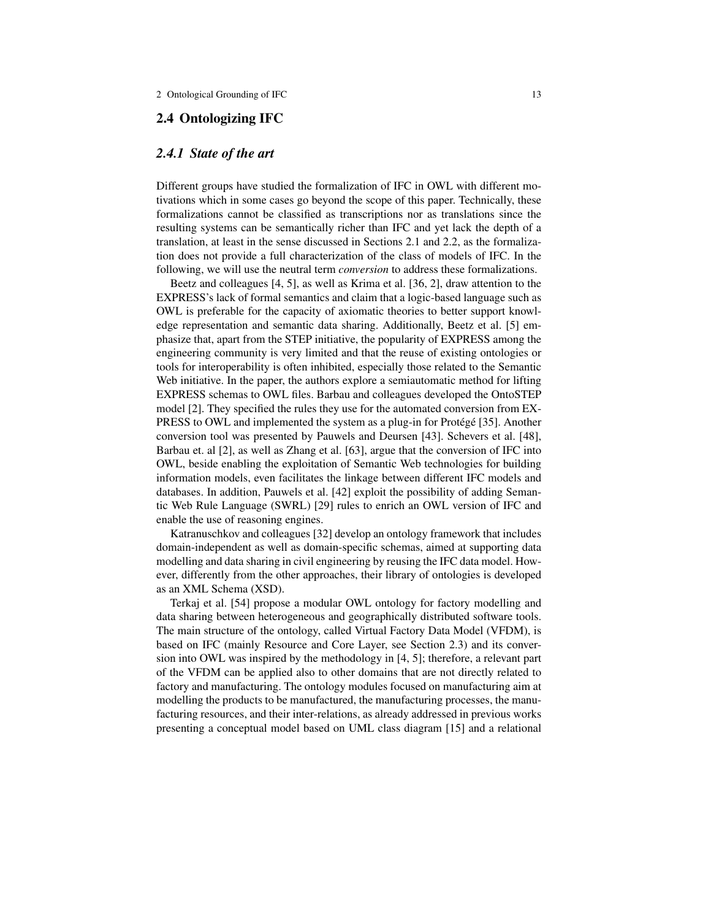## 2.4 Ontologizing IFC

### *2.4.1 State of the art*

Different groups have studied the formalization of IFC in OWL with different motivations which in some cases go beyond the scope of this paper. Technically, these formalizations cannot be classified as transcriptions nor as translations since the resulting systems can be semantically richer than IFC and yet lack the depth of a translation, at least in the sense discussed in Sections 2.1 and 2.2, as the formalization does not provide a full characterization of the class of models of IFC. In the following, we will use the neutral term *conversion* to address these formalizations.

Beetz and colleagues [4, 5], as well as Krima et al. [36, 2], draw attention to the EXPRESS's lack of formal semantics and claim that a logic-based language such as OWL is preferable for the capacity of axiomatic theories to better support knowledge representation and semantic data sharing. Additionally, Beetz et al. [5] emphasize that, apart from the STEP initiative, the popularity of EXPRESS among the engineering community is very limited and that the reuse of existing ontologies or tools for interoperability is often inhibited, especially those related to the Semantic Web initiative. In the paper, the authors explore a semiautomatic method for lifting EXPRESS schemas to OWL files. Barbau and colleagues developed the OntoSTEP model [2]. They specified the rules they use for the automated conversion from EXPRESS to OWL and implemented the system as a plug-in for Protégé [35]. Another conversion tool was presented by Pauwels and Deursen [43]. Schevers et al. [48], Barbau et. al [2], as well as Zhang et al. [63], argue that the conversion of IFC into OWL, beside enabling the exploitation of Semantic Web technologies for building information models, even facilitates the linkage between different IFC models and databases. In addition, Pauwels et al. [42] exploit the possibility of adding Semantic Web Rule Language (SWRL) [29] rules to enrich an OWL version of IFC and enable the use of reasoning engines.

Katranuschkov and colleagues [32] develop an ontology framework that includes domain-independent as well as domain-specific schemas, aimed at supporting data modelling and data sharing in civil engineering by reusing the IFC data model. However, differently from the other approaches, their library of ontologies is developed as an XML Schema (XSD).

Terkaj et al. [54] propose a modular OWL ontology for factory modelling and data sharing between heterogeneous and geographically distributed software tools. The main structure of the ontology, called Virtual Factory Data Model (VFDM), is based on IFC (mainly Resource and Core Layer, see Section 2.3) and its conversion into OWL was inspired by the methodology in [4, 5]; therefore, a relevant part of the VFDM can be applied also to other domains that are not directly related to factory and manufacturing. The ontology modules focused on manufacturing aim at modelling the products to be manufactured, the manufacturing processes, the manufacturing resources, and their inter-relations, as already addressed in previous works presenting a conceptual model based on UML class diagram [15] and a relational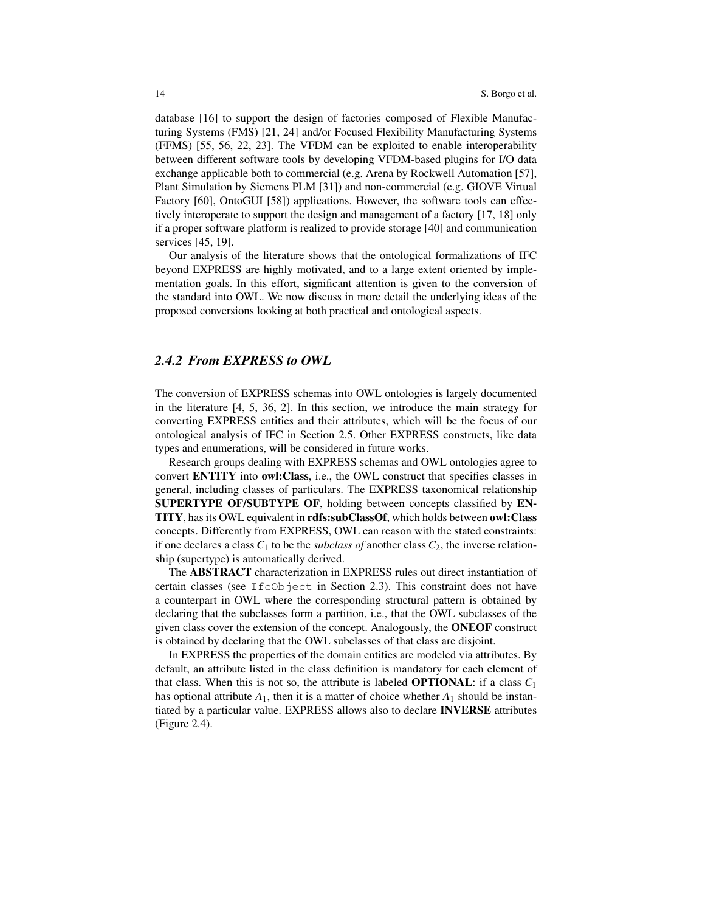database [16] to support the design of factories composed of Flexible Manufacturing Systems (FMS) [21, 24] and/or Focused Flexibility Manufacturing Systems (FFMS) [55, 56, 22, 23]. The VFDM can be exploited to enable interoperability between different software tools by developing VFDM-based plugins for I/O data exchange applicable both to commercial (e.g. Arena by Rockwell Automation [57], Plant Simulation by Siemens PLM [31]) and non-commercial (e.g. GIOVE Virtual Factory [60], OntoGUI [58]) applications. However, the software tools can effectively interoperate to support the design and management of a factory [17, 18] only if a proper software platform is realized to provide storage [40] and communication services [45, 19].

Our analysis of the literature shows that the ontological formalizations of IFC beyond EXPRESS are highly motivated, and to a large extent oriented by implementation goals. In this effort, significant attention is given to the conversion of the standard into OWL. We now discuss in more detail the underlying ideas of the proposed conversions looking at both practical and ontological aspects.

### 2.4.2 From EXPRESS to OWL

The conversion of EXPRESS schemas into OWL ontologies is largely documented in the literature [4, 5, 36, 2]. In this section, we introduce the main strategy for converting EXPRESS entities and their attributes, which will be the focus of our ontological analysis of IFC in Section 2.5. Other EXPRESS constructs, like data types and enumerations, will be considered in future works.

Research groups dealing with EXPRESS schemas and OWL ontologies agree to convert **ENTITY** into **owl:Class**, i.e., the OWL construct that specifies classes in general, including classes of particulars. The EXPRESS taxonomical relationship **SUPERTYPE OF/SUBTYPE OF**, holding between concepts classified by **ENTITY**, has its OWL equivalent in **rdfs:subClassOf**, which holds between **owl:Class** concepts. Differently from EXPRESS, OWL can reason with the stated constraints: if one declares a class $C_1$ to be the *subclass of* another class $C_2$, the inverse relationship (supertype) is automatically derived.

The **ABSTRACT** characterization in EXPRESS rules out direct instantiation of certain classes (see `IfcObject` in Section 2.3). This constraint does not have a counterpart in OWL where the corresponding structural pattern is obtained by declaring that the subclasses form a partition, i.e., that the OWL subclasses of the given class cover the extension of the concept. Analogously, the **ONEOF** construct is obtained by declaring that the OWL subclasses of that class are disjoint.

In EXPRESS the properties of the domain entities are modeled via attributes. By default, an attribute listed in the class definition is mandatory for each element of that class. When this is not so, the attribute is labeled **OPTIONAL**: if a class $C_1$ has optional attribute $A_1$, then it is a matter of choice whether $A_1$ should be instantiated by a particular value. EXPRESS allows also to declare **INVERSE** attributes (Figure 2.4).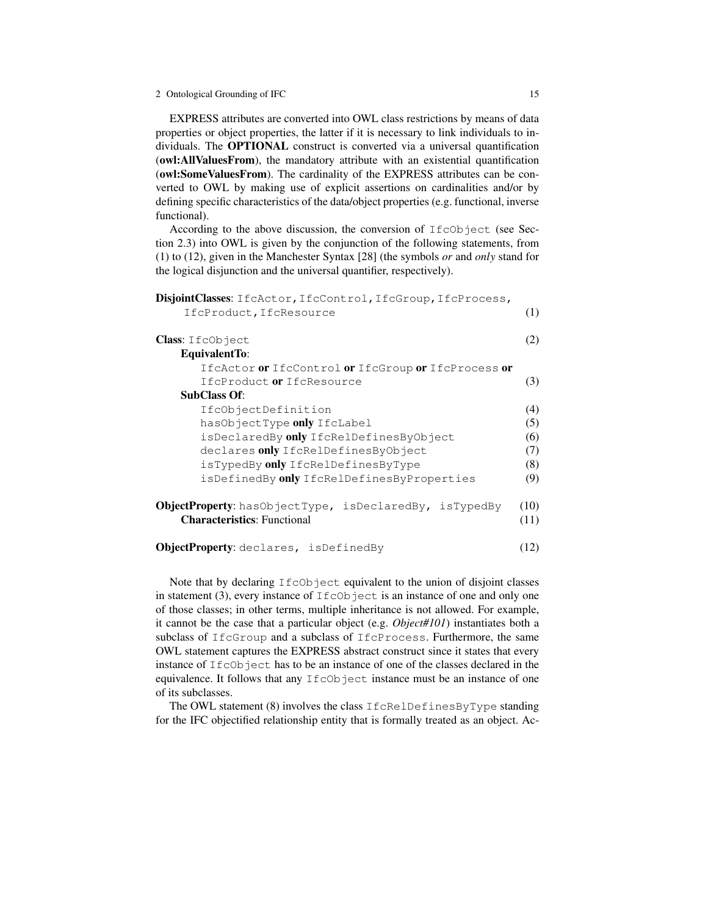EXPRESS attributes are converted into OWL class restrictions by means of data properties or object properties, the latter if it is necessary to link individuals to individuals. The **OPTIONAL** construct is converted via a universal quantification (**owl:AllValuesFrom**), the mandatory attribute with an existential quantification (**owl:SomeValuesFrom**). The cardinality of the EXPRESS attributes can be converted to OWL by making use of explicit assertions on cardinalities and/or by defining specific characteristics of the data/object properties (e.g. functional, inverse functional).

According to the above discussion, the conversion of `IfcObject` (see Section 2.3) into OWL is given by the conjunction of the following statements, from (1) to (12), given in the Manchester Syntax [28] (the symbols *or* and *only* stand for the logical disjunction and the universal quantifier, respectively).

```
DisjointClasses: IfcActor,IfcControl,IfcGroup,IfcProcess,
    IfcProduct,IfcResource                                   (1)

Class: IfcObject                                             (2)
    EquivalentTo:
        IfcActor or IfcControl or IfcGroup or IfcProcess or
        IfcProduct or IfcResource                            (3)
    SubClass Of:
        IfcObjectDefinition                                  (4)
        hasObjectType only IfcLabel                          (5)
        isDeclaredBy only IfcRelDefinesByObject              (6)
        declares only IfcRelDefinesByObject                  (7)
        isTypedBy only IfcRelDefinesByType                   (8)
        isDefinedBy only IfcRelDefinesByProperties           (9)

ObjectProperty: hasObjectType, isDeclaredBy, isTypedBy      (10)
    Characteristics: Functional                             (11)

ObjectProperty: declares, isDefinedBy                       (12)
```

Note that by declaring `IfcObject` equivalent to the union of disjoint classes in statement (3), every instance of `IfcObject` is an instance of one and only one of those classes; in other terms, multiple inheritance is not allowed. For example, it cannot be the case that a particular object (e.g. *Object#101*) instantiates both a subclass of `IfcGroup` and a subclass of `IfcProcess`. Furthermore, the same OWL statement captures the EXPRESS abstract construct since it states that every instance of `IfcObject` has to be an instance of one of the classes declared in the equivalence. It follows that any `IfcObject` instance must be an instance of one of its subclasses.

The OWL statement (8) involves the class `IfcRelDefinesByType` standing for the IFC objectified relationship entity that is formally treated as an object. Ac-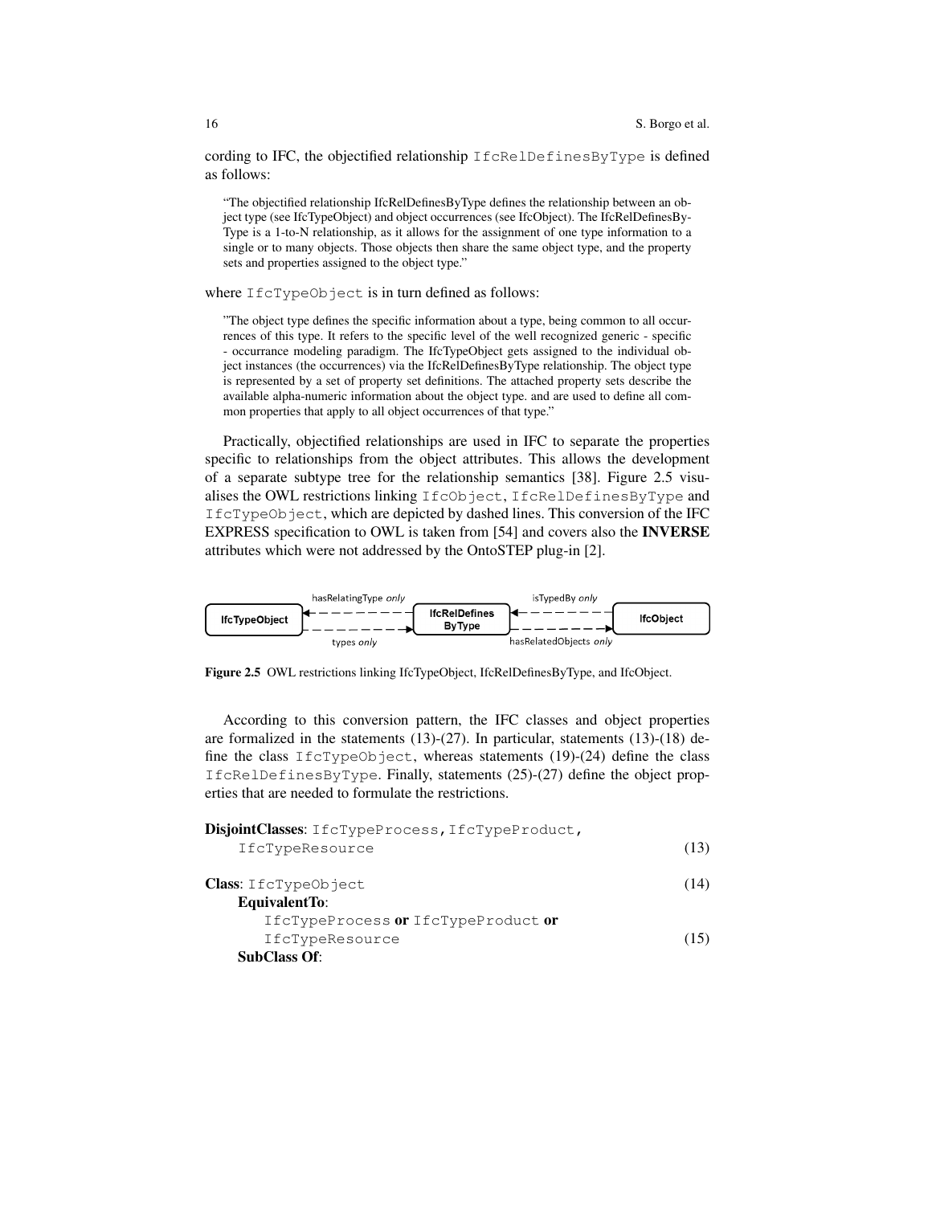cording to IFC, the objectified relationship `IfcRelDefinesByType` is defined as follows:

> "The objectified relationship IfcRelDefinesByType defines the relationship between an object type (see IfcTypeObject) and object occurrences (see IfcObject). The IfcRelDefinesByType is a 1-to-N relationship, as it allows for the assignment of one type information to a single or to many objects. Those objects then share the same object type, and the property sets and properties assigned to the object type."

where `IfcTypeObject` is in turn defined as follows:

> "The object type defines the specific information about a type, being common to all occurrences of this type. It refers to the specific level of the well recognized generic - specific - occurrance modeling paradigm. The IfcTypeObject gets assigned to the individual object instances (the occurrences) via the IfcRelDefinesByType relationship. The object type is represented by a set of property set definitions. The attached property sets describe the available alpha-numeric information about the object type. and are used to define all common properties that apply to all object occurrences of that type."

Practically, objectified relationships are used in IFC to separate the properties specific to relationships from the object attributes. This allows the development of a separate subtype tree for the relationship semantics [38]. Figure 2.5 visualises the OWL restrictions linking `IfcObject`, `IfcRelDefinesByType` and `IfcTypeObject`, which are depicted by dashed lines. This conversion of the IFC EXPRESS specification to OWL is taken from [54] and covers also the **INVERSE** attributes which were not addressed by the OntoSTEP plug-in [2].

**Figure 2.5** OWL restrictions linking IfcTypeObject, IfcRelDefinesByType, and IfcObject.

According to this conversion pattern, the IFC classes and object properties are formalized in the statements (13)-(27). In particular, statements (13)-(18) define the class `IfcTypeObject`, whereas statements (19)-(24) define the class `IfcRelDefinesByType`. Finally, statements (25)-(27) define the object properties that are needed to formulate the restrictions.

**DisjointClasses**: `IfcTypeProcess, IfcTypeProduct, IfcTypeResource` (13)

**Class**: `IfcTypeObject` (14)
  **EquivalentTo**:
    `IfcTypeProcess` **or** `IfcTypeProduct` **or** `IfcTypeResource` (15)
  **SubClass Of**: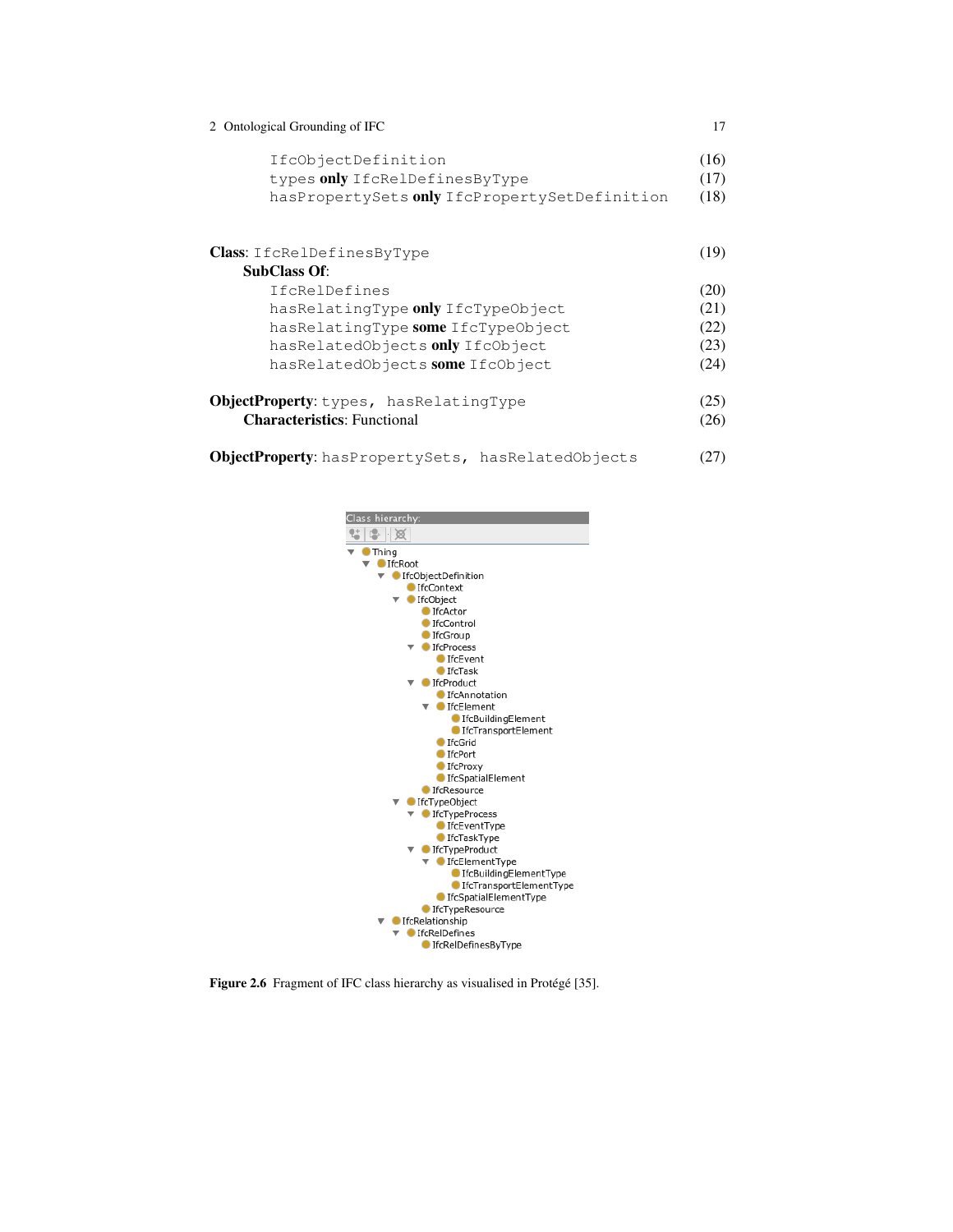`IfcObjectDefinition` (16)
`types` **only** `IfcRelDefinesByType` (17)
`hasPropertySets` **only** `IfcPropertySetDefinition` (18)

**Class**: `IfcRelDefinesByType` (19)
&nbsp;&nbsp;&nbsp;&nbsp;**SubClass Of**:
&nbsp;&nbsp;&nbsp;&nbsp;&nbsp;&nbsp;&nbsp;&nbsp;`IfcRelDefines` (20)
&nbsp;&nbsp;&nbsp;&nbsp;&nbsp;&nbsp;&nbsp;&nbsp;`hasRelatingType` **only** `IfcTypeObject` (21)
&nbsp;&nbsp;&nbsp;&nbsp;&nbsp;&nbsp;&nbsp;&nbsp;`hasRelatingType` **some** `IfcTypeObject` (22)
&nbsp;&nbsp;&nbsp;&nbsp;&nbsp;&nbsp;&nbsp;&nbsp;`hasRelatedObjects` **only** `IfcObject` (23)
&nbsp;&nbsp;&nbsp;&nbsp;&nbsp;&nbsp;&nbsp;&nbsp;`hasRelatedObjects` **some** `IfcObject` (24)

**ObjectProperty**: `types, hasRelatingType` (25)
&nbsp;&nbsp;&nbsp;&nbsp;**Characteristics**: Functional (26)

**ObjectProperty**: `hasPropertySets, hasRelatedObjects` (27)

**Figure 2.6** Fragment of IFC class hierarchy as visualised in Protégé [35].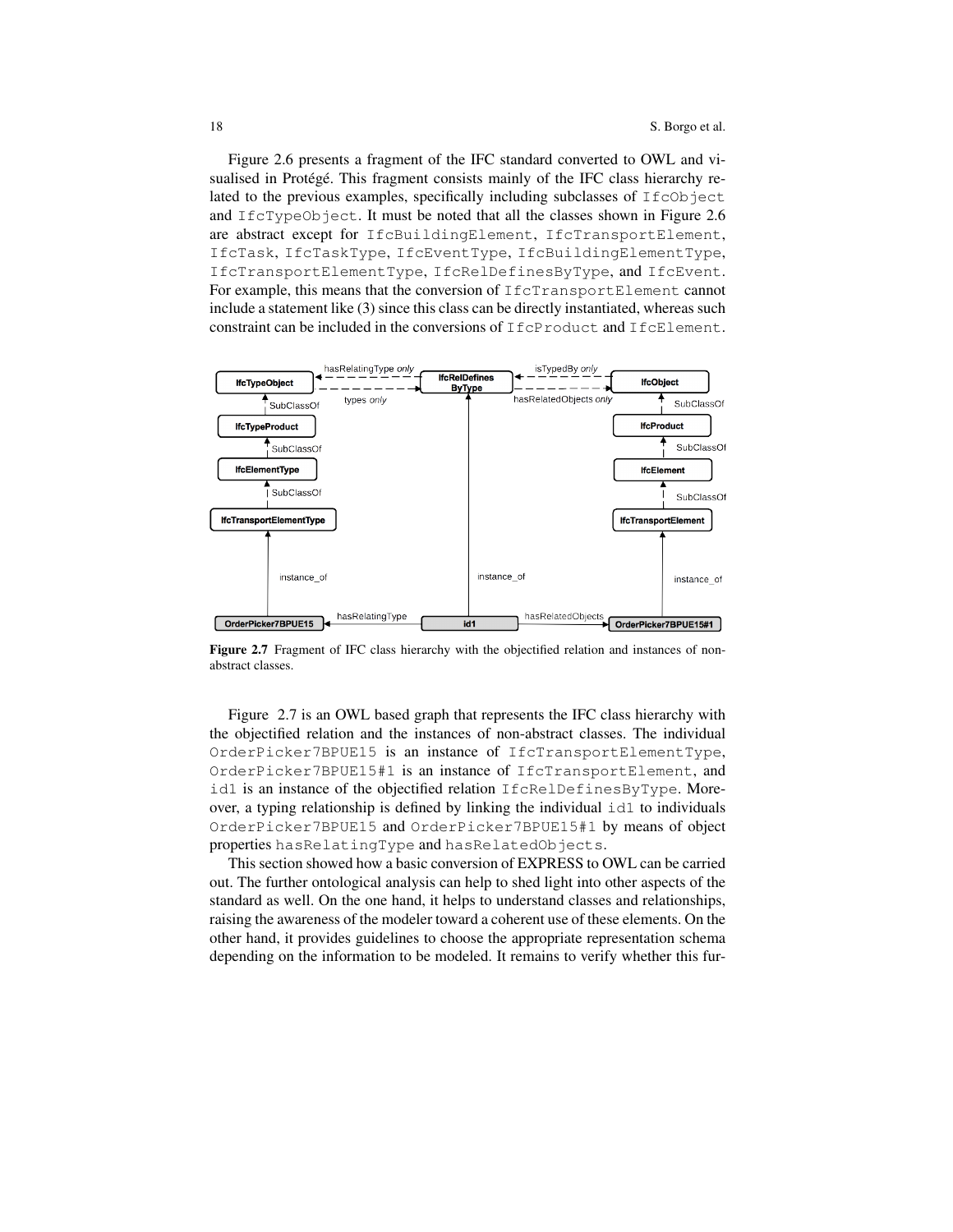Figure 2.6 presents a fragment of the IFC standard converted to OWL and visualised in Protégé. This fragment consists mainly of the IFC class hierarchy related to the previous examples, specifically including subclasses of `IfcObject` and `IfcTypeObject`. It must be noted that all the classes shown in Figure 2.6 are abstract except for `IfcBuildingElement`, `IfcTransportElement`, `IfcTask`, `IfcTaskType`, `IfcEventType`, `IfcBuildingElementType`, `IfcTransportElementType`, `IfcRelDefinesByType`, and `IfcEvent`. For example, this means that the conversion of `IfcTransportElement` cannot include a statement like (3) since this class can be directly instantiated, whereas such constraint can be included in the conversions of `IfcProduct` and `IfcElement`.

**Figure 2.7** Fragment of IFC class hierarchy with the objectified relation and instances of non-abstract classes.

Figure 2.7 is an OWL based graph that represents the IFC class hierarchy with the objectified relation and the instances of non-abstract classes. The individual `OrderPicker7BPUE15` is an instance of `IfcTransportElementType`, `OrderPicker7BPUE15#1` is an instance of `IfcTransportElement`, and `id1` is an instance of the objectified relation `IfcRelDefinesByType`. Moreover, a typing relationship is defined by linking the individual `id1` to individuals `OrderPicker7BPUE15` and `OrderPicker7BPUE15#1` by means of object properties `hasRelatingType` and `hasRelatedObjects`.

This section showed how a basic conversion of EXPRESS to OWL can be carried out. The further ontological analysis can help to shed light into other aspects of the standard as well. On the one hand, it helps to understand classes and relationships, raising the awareness of the modeler toward a coherent use of these elements. On the other hand, it provides guidelines to choose the appropriate representation schema depending on the information to be modeled. It remains to verify whether this fur-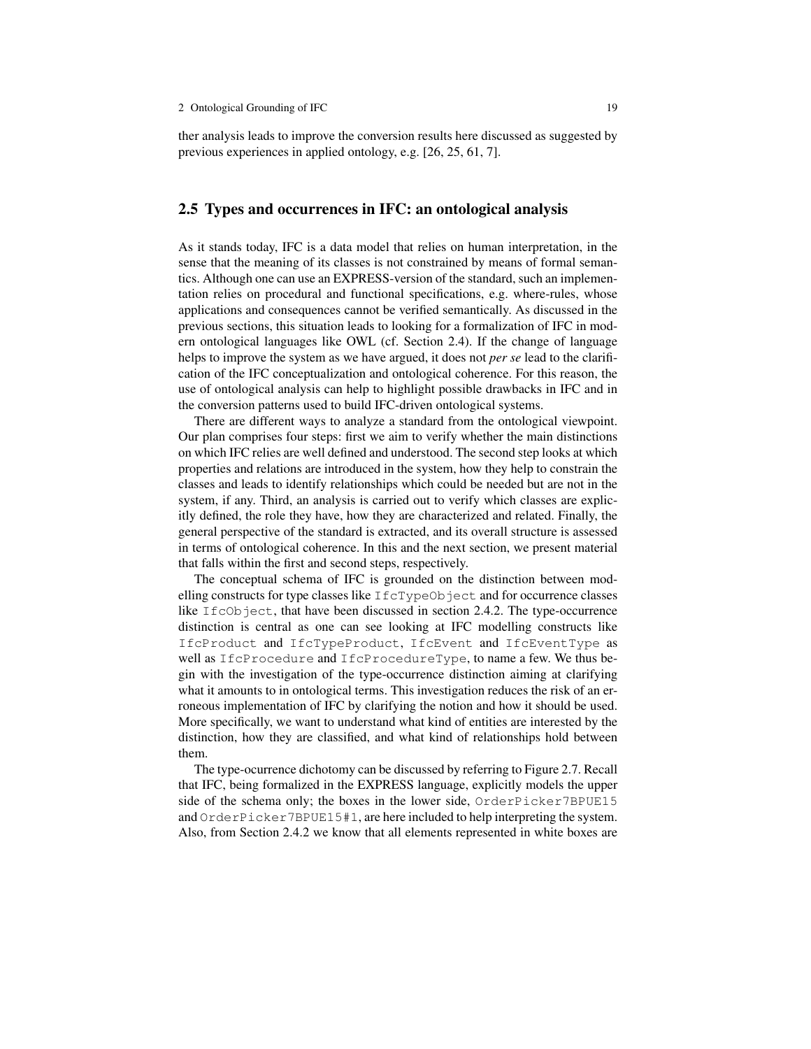ther analysis leads to improve the conversion results here discussed as suggested by previous experiences in applied ontology, e.g. [26, 25, 61, 7].

## 2.5 Types and occurrences in IFC: an ontological analysis

As it stands today, IFC is a data model that relies on human interpretation, in the sense that the meaning of its classes is not constrained by means of formal semantics. Although one can use an EXPRESS-version of the standard, such an implementation relies on procedural and functional specifications, e.g. where-rules, whose applications and consequences cannot be verified semantically. As discussed in the previous sections, this situation leads to looking for a formalization of IFC in modern ontological languages like OWL (cf. Section 2.4). If the change of language helps to improve the system as we have argued, it does not *per se* lead to the clarification of the IFC conceptualization and ontological coherence. For this reason, the use of ontological analysis can help to highlight possible drawbacks in IFC and in the conversion patterns used to build IFC-driven ontological systems.

There are different ways to analyze a standard from the ontological viewpoint. Our plan comprises four steps: first we aim to verify whether the main distinctions on which IFC relies are well defined and understood. The second step looks at which properties and relations are introduced in the system, how they help to constrain the classes and leads to identify relationships which could be needed but are not in the system, if any. Third, an analysis is carried out to verify which classes are explicitly defined, the role they have, how they are characterized and related. Finally, the general perspective of the standard is extracted, and its overall structure is assessed in terms of ontological coherence. In this and the next section, we present material that falls within the first and second steps, respectively.

The conceptual schema of IFC is grounded on the distinction between modelling constructs for type classes like `IfcTypeObject` and for occurrence classes like `IfcObject`, that have been discussed in section 2.4.2. The type-occurrence distinction is central as one can see looking at IFC modelling constructs like `IfcProduct` and `IfcTypeProduct`, `IfcEvent` and `IfcEventType` as well as `IfcProcedure` and `IfcProcedureType`, to name a few. We thus begin with the investigation of the type-occurrence distinction aiming at clarifying what it amounts to in ontological terms. This investigation reduces the risk of an erroneous implementation of IFC by clarifying the notion and how it should be used. More specifically, we want to understand what kind of entities are interested by the distinction, how they are classified, and what kind of relationships hold between them.

The type-ocurrence dichotomy can be discussed by referring to Figure 2.7. Recall that IFC, being formalized in the EXPRESS language, explicitly models the upper side of the schema only; the boxes in the lower side, `OrderPicker7BPUE15` and `OrderPicker7BPUE15#1`, are here included to help interpreting the system. Also, from Section 2.4.2 we know that all elements represented in white boxes are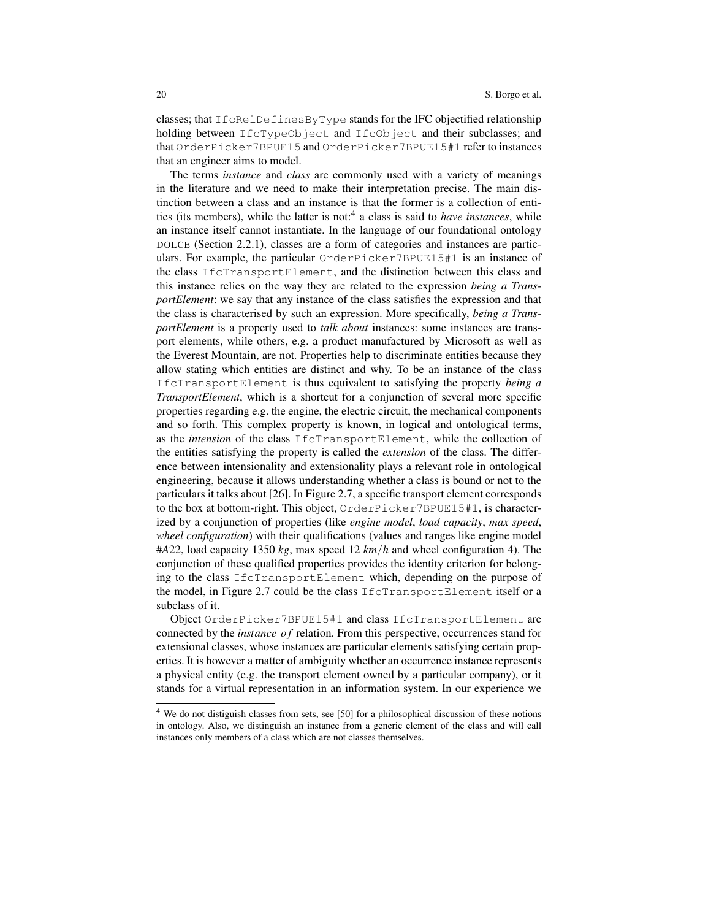classes; that `IfcRelDefinesByType` stands for the IFC objectified relationship holding between `IfcTypeObject` and `IfcObject` and their subclasses; and that `OrderPicker7BPUE15` and `OrderPicker7BPUE15#1` refer to instances that an engineer aims to model.

The terms *instance* and *class* are commonly used with a variety of meanings in the literature and we need to make their interpretation precise. The main distinction between a class and an instance is that the former is a collection of entities (its members), while the latter is not:[4] a class is said to *have instances*, while an instance itself cannot instantiate. In the language of our foundational ontology DOLCE (Section 2.2.1), classes are a form of categories and instances are particulars. For example, the particular `OrderPicker7BPUE15#1` is an instance of the class `IfcTransportElement`, and the distinction between this class and this instance relies on the way they are related to the expression *being a TransportElement*: we say that any instance of the class satisfies the expression and that the class is characterised by such an expression. More specifically, *being a TransportElement* is a property used to *talk about* instances: some instances are transport elements, while others, e.g. a product manufactured by Microsoft as well as the Everest Mountain, are not. Properties help to discriminate entities because they allow stating which entities are distinct and why. To be an instance of the class `IfcTransportElement` is thus equivalent to satisfying the property *being a TransportElement*, which is a shortcut for a conjunction of several more specific properties regarding e.g. the engine, the electric circuit, the mechanical components and so forth. This complex property is known, in logical and ontological terms, as the *intension* of the class `IfcTransportElement`, while the collection of the entities satisfying the property is called the *extension* of the class. The difference between intensionality and extensionality plays a relevant role in ontological engineering, because it allows understanding whether a class is bound or not to the particulars it talks about [26]. In Figure 2.7, a specific transport element corresponds to the box at bottom-right. This object, `OrderPicker7BPUE15#1`, is characterized by a conjunction of properties (like *engine model*, *load capacity*, *max speed*, *wheel configuration*) with their qualifications (values and ranges like engine model #*A*22, load capacity 1350 *kg*, max speed 12 $km/h$ and wheel configuration 4). The conjunction of these qualified properties provides the identity criterion for belonging to the class `IfcTransportElement` which, depending on the purpose of the model, in Figure 2.7 could be the class `IfcTransportElement` itself or a subclass of it.

Object `OrderPicker7BPUE15#1` and class `IfcTransportElement` are connected by the *instance_of* relation. From this perspective, occurrences stand for extensional classes, whose instances are particular elements satisfying certain properties. It is however a matter of ambiguity whether an occurrence instance represents a physical entity (e.g. the transport element owned by a particular company), or it stands for a virtual representation in an information system. In our experience we

---

[4] We do not distiguish classes from sets, see [50] for a philosophical discussion of these notions in ontology. Also, we distinguish an instance from a generic element of the class and will call instances only members of a class which are not classes themselves.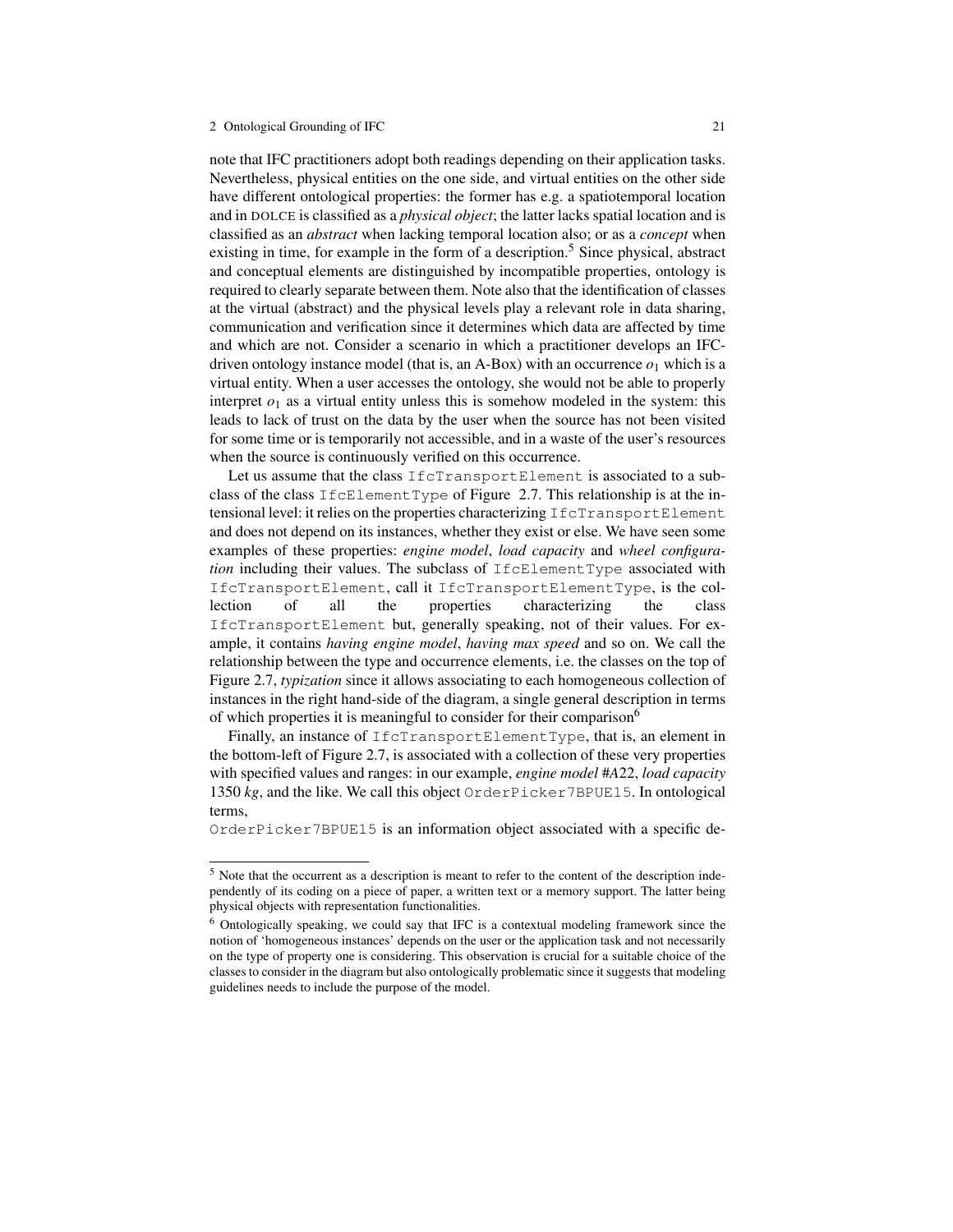note that IFC practitioners adopt both readings depending on their application tasks. Nevertheless, physical entities on the one side, and virtual entities on the other side have different ontological properties: the former has e.g. a spatiotemporal location and in DOLCE is classified as a *physical object*; the latter lacks spatial location and is classified as an *abstract* when lacking temporal location also; or as a *concept* when existing in time, for example in the form of a description.[5] Since physical, abstract and conceptual elements are distinguished by incompatible properties, ontology is required to clearly separate between them. Note also that the identification of classes at the virtual (abstract) and the physical levels play a relevant role in data sharing, communication and verification since it determines which data are affected by time and which are not. Consider a scenario in which a practitioner develops an IFC-driven ontology instance model (that is, an A-Box) with an occurrence $o_1$ which is a virtual entity. When a user accesses the ontology, she would not be able to properly interpret $o_1$ as a virtual entity unless this is somehow modeled in the system: this leads to lack of trust on the data by the user when the source has not been visited for some time or is temporarily not accessible, and in a waste of the user's resources when the source is continuously verified on this occurrence.

Let us assume that the class `IfcTransportElement` is associated to a subclass of the class `IfcElementType` of Figure 2.7. This relationship is at the intensional level: it relies on the properties characterizing `IfcTransportElement` and does not depend on its instances, whether they exist or else. We have seen some examples of these properties: *engine model*, *load capacity* and *wheel configuration* including their values. The subclass of `IfcElementType` associated with `IfcTransportElement`, call it `IfcTransportElementType`, is the collection of all the properties characterizing the class `IfcTransportElement` but, generally speaking, not of their values. For example, it contains *having engine model*, *having max speed* and so on. We call the relationship between the type and occurrence elements, i.e. the classes on the top of Figure 2.7, *typization* since it allows associating to each homogeneous collection of instances in the right hand-side of the diagram, a single general description in terms of which properties it is meaningful to consider for their comparison[6]

Finally, an instance of `IfcTransportElementType`, that is, an element in the bottom-left of Figure 2.7, is associated with a collection of these very properties with specified values and ranges: in our example, *engine model #A22*, *load capacity* 1350 *kg*, and the like. We call this object `OrderPicker7BPUE15`. In ontological terms,
`OrderPicker7BPUE15` is an information object associated with a specific de-

[5] Note that the occurrent as a description is meant to refer to the content of the description independently of its coding on a piece of paper, a written text or a memory support. The latter being physical objects with representation functionalities.

[6] Ontologically speaking, we could say that IFC is a contextual modeling framework since the notion of 'homogeneous instances' depends on the user or the application task and not necessarily on the type of property one is considering. This observation is crucial for a suitable choice of the classes to consider in the diagram but also ontologically problematic since it suggests that modeling guidelines needs to include the purpose of the model.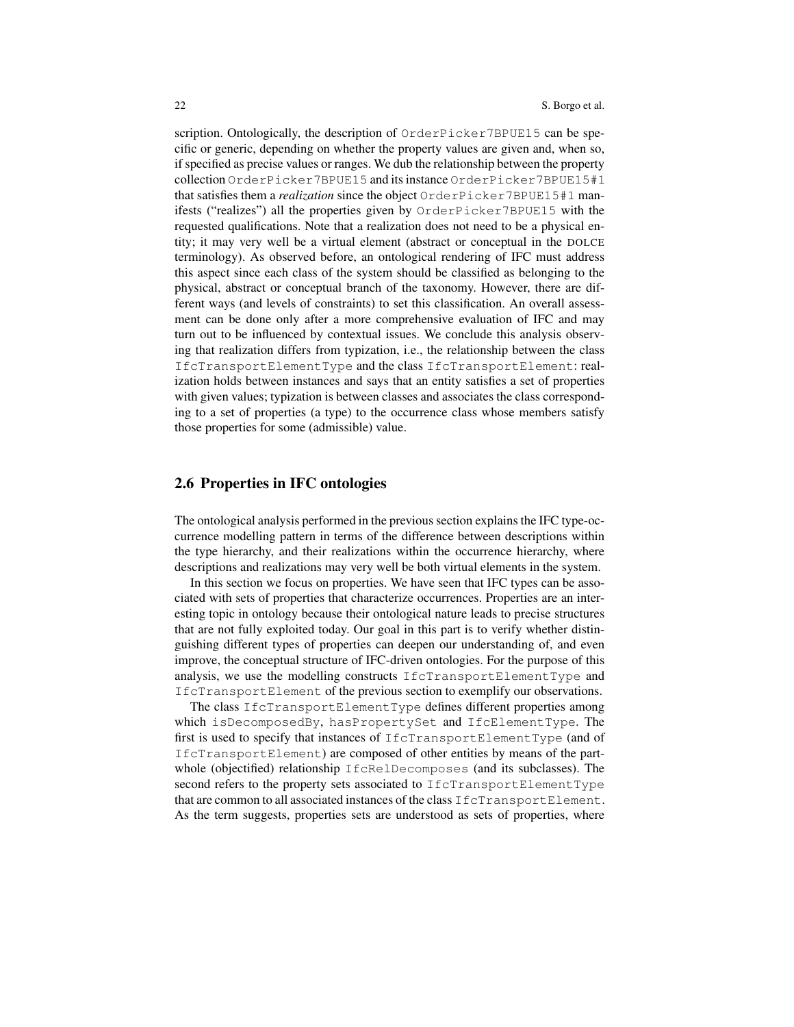scription. Ontologically, the description of `OrderPicker7BPUE15` can be specific or generic, depending on whether the property values are given and, when so, if specified as precise values or ranges. We dub the relationship between the property collection `OrderPicker7BPUE15` and its instance `OrderPicker7BPUE15#1` that satisfies them a *realization* since the object `OrderPicker7BPUE15#1` manifests ("realizes") all the properties given by `OrderPicker7BPUE15` with the requested qualifications. Note that a realization does not need to be a physical entity; it may very well be a virtual element (abstract or conceptual in the DOLCE terminology). As observed before, an ontological rendering of IFC must address this aspect since each class of the system should be classified as belonging to the physical, abstract or conceptual branch of the taxonomy. However, there are different ways (and levels of constraints) to set this classification. An overall assessment can be done only after a more comprehensive evaluation of IFC and may turn out to be influenced by contextual issues. We conclude this analysis observing that realization differs from typization, i.e., the relationship between the class `IfcTransportElementType` and the class `IfcTransportElement`: realization holds between instances and says that an entity satisfies a set of properties with given values; typization is between classes and associates the class corresponding to a set of properties (a type) to the occurrence class whose members satisfy those properties for some (admissible) value.

## 2.6 Properties in IFC ontologies

The ontological analysis performed in the previous section explains the IFC type-occurrence modelling pattern in terms of the difference between descriptions within the type hierarchy, and their realizations within the occurrence hierarchy, where descriptions and realizations may very well be both virtual elements in the system.

In this section we focus on properties. We have seen that IFC types can be associated with sets of properties that characterize occurrences. Properties are an interesting topic in ontology because their ontological nature leads to precise structures that are not fully exploited today. Our goal in this part is to verify whether distinguishing different types of properties can deepen our understanding of, and even improve, the conceptual structure of IFC-driven ontologies. For the purpose of this analysis, we use the modelling constructs `IfcTransportElementType` and `IfcTransportElement` of the previous section to exemplify our observations.

The class `IfcTransportElementType` defines different properties among which `isDecomposedBy`, `hasPropertySet` and `IfcElementType`. The first is used to specify that instances of `IfcTransportElementType` (and of `IfcTransportElement`) are composed of other entities by means of the part-whole (objectified) relationship `IfcRelDecomposes` (and its subclasses). The second refers to the property sets associated to `IfcTransportElementType` that are common to all associated instances of the class `IfcTransportElement`. As the term suggests, properties sets are understood as sets of properties, where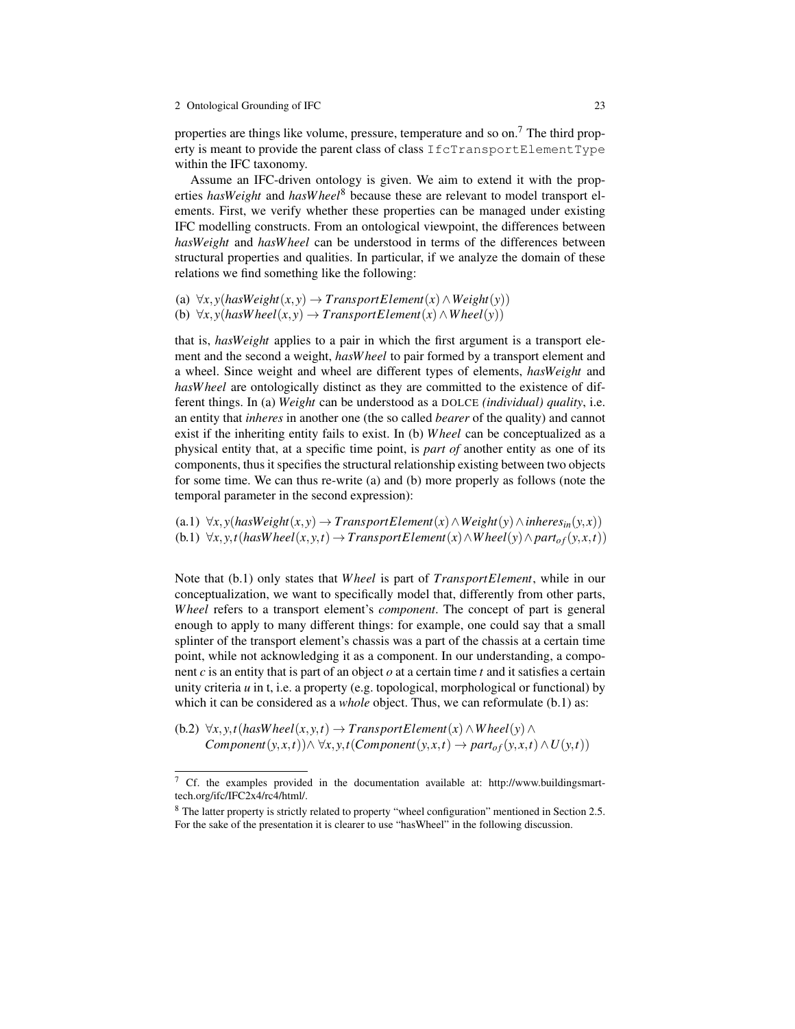properties are things like volume, pressure, temperature and so on.[7] The third property is meant to provide the parent class of class `IfcTransportElementType` within the IFC taxonomy.

Assume an IFC-driven ontology is given. We aim to extend it with the properties *hasWeight* and *hasWheel*[8] because these are relevant to model transport elements. First, we verify whether these properties can be managed under existing IFC modelling constructs. From an ontological viewpoint, the differences between *hasWeight* and *hasWheel* can be understood in terms of the differences between structural properties and qualities. In particular, if we analyze the domain of these relations we find something like the following:

(a) $\forall x, y(hasWeight(x,y) \rightarrow TransportElement(x) \wedge Weight(y))$
(b) $\forall x, y(hasWheel(x,y) \rightarrow TransportElement(x) \wedge Wheel(y))$

that is, *hasWeight* applies to a pair in which the first argument is a transport element and the second a weight, *hasWheel* to pair formed by a transport element and a wheel. Since weight and wheel are different types of elements, *hasWeight* and *hasWheel* are ontologically distinct as they are committed to the existence of different things. In (a) *Weight* can be understood as a DOLCE *(individual) quality*, i.e. an entity that *inheres* in another one (the so called *bearer* of the quality) and cannot exist if the inheriting entity fails to exist. In (b) *Wheel* can be conceptualized as a physical entity that, at a specific time point, is *part of* another entity as one of its components, thus it specifies the structural relationship existing between two objects for some time. We can thus re-write (a) and (b) more properly as follows (note the temporal parameter in the second expression):

(a.1) $\forall x, y(hasWeight(x,y) \rightarrow TransportElement(x) \wedge Weight(y) \wedge inheres_{in}(y,x))$
(b.1) $\forall x, y, t(hasWheel(x,y,t) \rightarrow TransportElement(x) \wedge Wheel(y) \wedge part_{of}(y,x,t))$

Note that (b.1) only states that *Wheel* is part of *TransportElement*, while in our conceptualization, we want to specifically model that, differently from other parts, *Wheel* refers to a transport element's *component*. The concept of part is general enough to apply to many different things: for example, one could say that a small splinter of the transport element's chassis was a part of the chassis at a certain time point, while not acknowledging it as a component. In our understanding, a component *c* is an entity that is part of an object *o* at a certain time *t* and it satisfies a certain unity criteria *u* in t, i.e. a property (e.g. topological, morphological or functional) by which it can be considered as a *whole* object. Thus, we can reformulate (b.1) as:

(b.2) $\forall x, y, t(hasWheel(x,y,t) \rightarrow TransportElement(x) \wedge Wheel(y) \wedge$
$Component(y,x,t)) \wedge \forall x, y, t(Component(y,x,t) \rightarrow part_{of}(y,x,t) \wedge U(y,t))$

[7] Cf. the examples provided in the documentation available at: http://www.buildingsmart-tech.org/ifc/IFC2x4/rc4/html/.

[8] The latter property is strictly related to property "wheel configuration" mentioned in Section 2.5. For the sake of the presentation it is clearer to use "hasWheel" in the following discussion.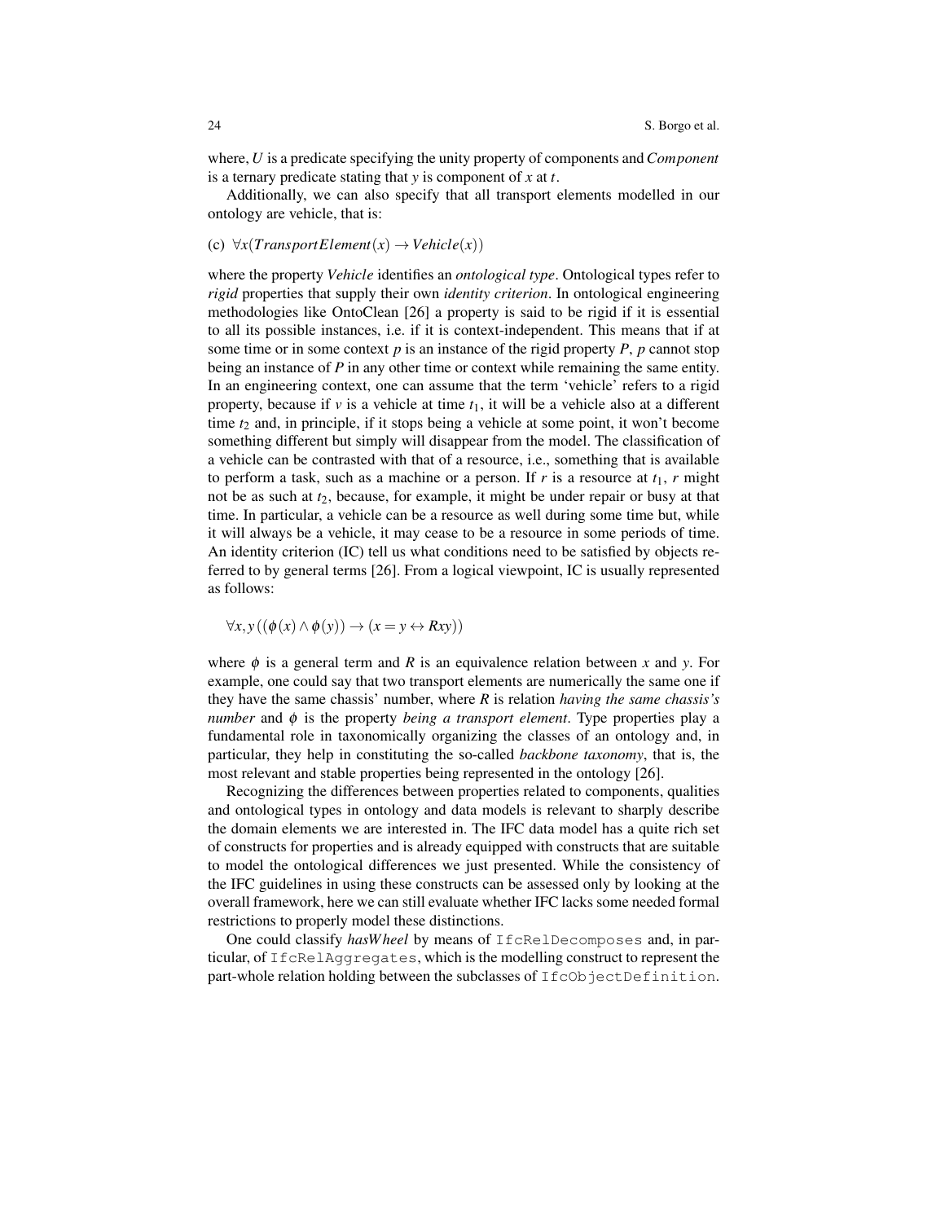where, $U$ is a predicate specifying the unity property of components and *Component* is a ternary predicate stating that $y$ is component of $x$ at $t$.

Additionally, we can also specify that all transport elements modelled in our ontology are vehicle, that is:

(c) $\forall x(TransportElement(x) \rightarrow Vehicle(x))$

where the property *Vehicle* identifies an *ontological type*. Ontological types refer to *rigid* properties that supply their own *identity criterion*. In ontological engineering methodologies like OntoClean [26] a property is said to be rigid if it is essential to all its possible instances, i.e. if it is context-independent. This means that if at some time or in some context $p$ is an instance of the rigid property $P$, $p$ cannot stop being an instance of $P$ in any other time or context while remaining the same entity. In an engineering context, one can assume that the term 'vehicle' refers to a rigid property, because if $v$ is a vehicle at time $t_1$, it will be a vehicle also at a different time $t_2$ and, in principle, if it stops being a vehicle at some point, it won't become something different but simply will disappear from the model. The classification of a vehicle can be contrasted with that of a resource, i.e., something that is available to perform a task, such as a machine or a person. If $r$ is a resource at $t_1$, $r$ might not be as such at $t_2$, because, for example, it might be under repair or busy at that time. In particular, a vehicle can be a resource as well during some time but, while it will always be a vehicle, it may cease to be a resource in some periods of time. An identity criterion (IC) tell us what conditions need to be satisfied by objects referred to by general terms [26]. From a logical viewpoint, IC is usually represented as follows:

$$\forall x, y\,((\phi(x) \wedge \phi(y)) \rightarrow (x = y \leftrightarrow Rxy))$$

where $\phi$ is a general term and $R$ is an equivalence relation between $x$ and $y$. For example, one could say that two transport elements are numerically the same one if they have the same chassis' number, where $R$ is relation *having the same chassis's number* and $\phi$ is the property *being a transport element*. Type properties play a fundamental role in taxonomically organizing the classes of an ontology and, in particular, they help in constituting the so-called *backbone taxonomy*, that is, the most relevant and stable properties being represented in the ontology [26].

Recognizing the differences between properties related to components, qualities and ontological types in ontology and data models is relevant to sharply describe the domain elements we are interested in. The IFC data model has a quite rich set of constructs for properties and is already equipped with constructs that are suitable to model the ontological differences we just presented. While the consistency of the IFC guidelines in using these constructs can be assessed only by looking at the overall framework, here we can still evaluate whether IFC lacks some needed formal restrictions to properly model these distinctions.

One could classify *hasWheel* by means of `IfcRelDecomposes` and, in particular, of `IfcRelAggregates`, which is the modelling construct to represent the part-whole relation holding between the subclasses of `IfcObjectDefinition`.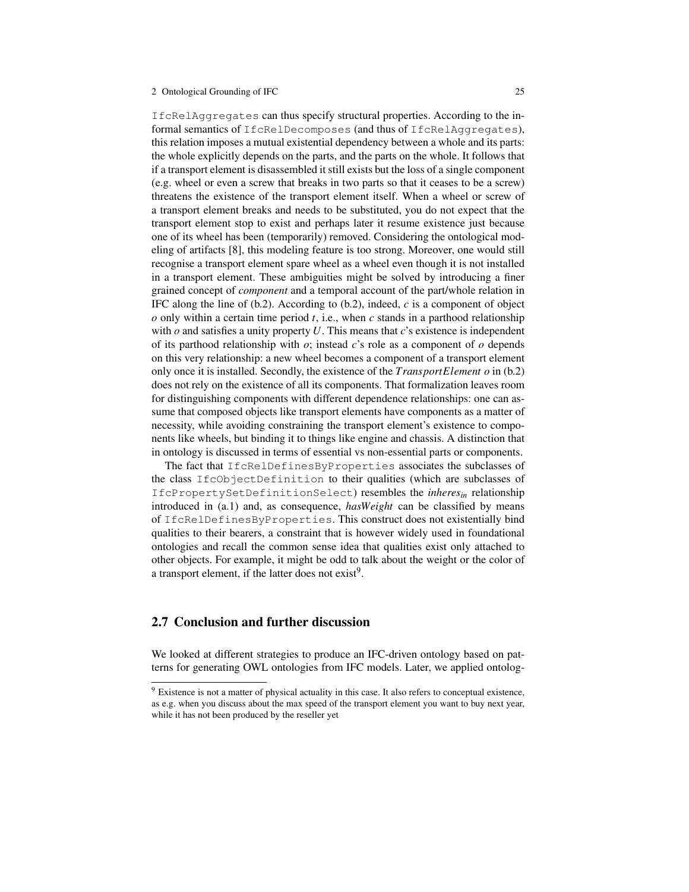IfcRelAggregates can thus specify structural properties. According to the informal semantics of IfcRelDecomposes (and thus of IfcRelAggregates), this relation imposes a mutual existential dependency between a whole and its parts: the whole explicitly depends on the parts, and the parts on the whole. It follows that if a transport element is disassembled it still exists but the loss of a single component (e.g. wheel or even a screw that breaks in two parts so that it ceases to be a screw) threatens the existence of the transport element itself. When a wheel or screw of a transport element breaks and needs to be substituted, you do not expect that the transport element stop to exist and perhaps later it resume existence just because one of its wheel has been (temporarily) removed. Considering the ontological modeling of artifacts [8], this modeling feature is too strong. Moreover, one would still recognise a transport element spare wheel as a wheel even though it is not installed in a transport element. These ambiguities might be solved by introducing a finer grained concept of *component* and a temporal account of the part/whole relation in IFC along the line of (b.2). According to (b.2), indeed, $c$ is a component of object $o$ only within a certain time period $t$, i.e., when $c$ stands in a parthood relationship with $o$ and satisfies a unity property $U$. This means that $c$'s existence is independent of its parthood relationship with $o$; instead $c$'s role as a component of $o$ depends on this very relationship: a new wheel becomes a component of a transport element only once it is installed. Secondly, the existence of the $TransportElement\ o$ in (b.2) does not rely on the existence of all its components. That formalization leaves room for distinguishing components with different dependence relationships: one can assume that composed objects like transport elements have components as a matter of necessity, while avoiding constraining the transport element's existence to components like wheels, but binding it to things like engine and chassis. A distinction that in ontology is discussed in terms of essential vs non-essential parts or components.

The fact that IfcRelDefinesByProperties associates the subclasses of the class IfcObjectDefinition to their qualities (which are subclasses of IfcPropertySetDefinitionSelect) resembles the *inheres$_{in}$* relationship introduced in (a.1) and, as consequence, ***hasWeight*** can be classified by means of IfcRelDefinesByProperties. This construct does not existentially bind qualities to their bearers, a constraint that is however widely used in foundational ontologies and recall the common sense idea that qualities exist only attached to other objects. For example, it might be odd to talk about the weight or the color of a transport element, if the latter does not exist[9].

## 2.7 Conclusion and further discussion

We looked at different strategies to produce an IFC-driven ontology based on patterns for generating OWL ontologies from IFC models. Later, we applied ontolog-

[9] Existence is not a matter of physical actuality in this case. It also refers to conceptual existence, as e.g. when you discuss about the max speed of the transport element you want to buy next year, while it has not been produced by the reseller yet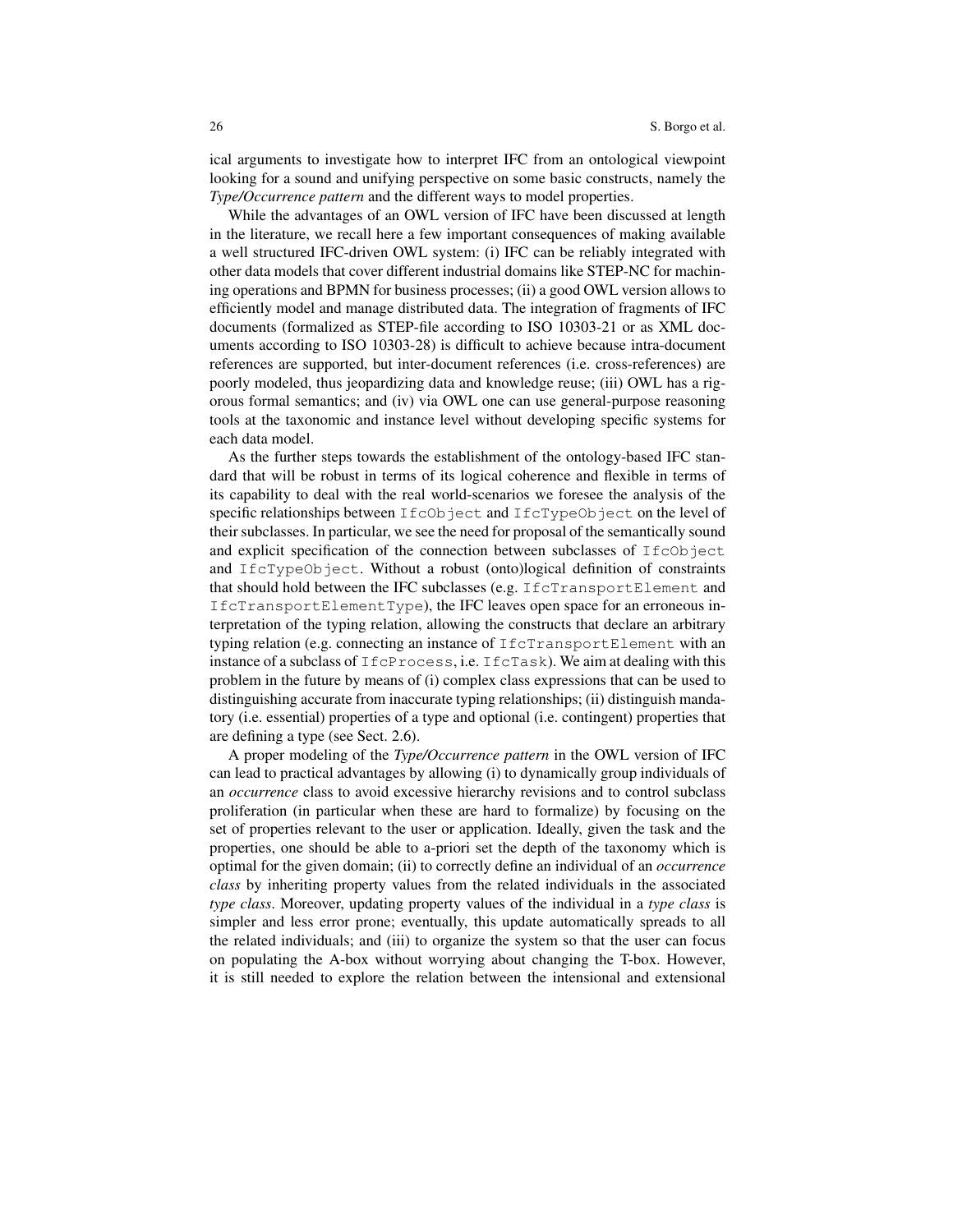ical arguments to investigate how to interpret IFC from an ontological viewpoint looking for a sound and unifying perspective on some basic constructs, namely the *Type/Occurrence pattern* and the different ways to model properties.

While the advantages of an OWL version of IFC have been discussed at length in the literature, we recall here a few important consequences of making available a well structured IFC-driven OWL system: (i) IFC can be reliably integrated with other data models that cover different industrial domains like STEP-NC for machining operations and BPMN for business processes; (ii) a good OWL version allows to efficiently model and manage distributed data. The integration of fragments of IFC documents (formalized as STEP-file according to ISO 10303-21 or as XML documents according to ISO 10303-28) is difficult to achieve because intra-document references are supported, but inter-document references (i.e. cross-references) are poorly modeled, thus jeopardizing data and knowledge reuse; (iii) OWL has a rigorous formal semantics; and (iv) via OWL one can use general-purpose reasoning tools at the taxonomic and instance level without developing specific systems for each data model.

As the further steps towards the establishment of the ontology-based IFC standard that will be robust in terms of its logical coherence and flexible in terms of its capability to deal with the real world-scenarios we foresee the analysis of the specific relationships between `IfcObject` and `IfcTypeObject` on the level of their subclasses. In particular, we see the need for proposal of the semantically sound and explicit specification of the connection between subclasses of `IfcObject` and `IfcTypeObject`. Without a robust (onto)logical definition of constraints that should hold between the IFC subclasses (e.g. `IfcTransportElement` and `IfcTransportElementType`), the IFC leaves open space for an erroneous interpretation of the typing relation, allowing the constructs that declare an arbitrary typing relation (e.g. connecting an instance of `IfcTransportElement` with an instance of a subclass of `IfcProcess`, i.e. `IfcTask`). We aim at dealing with this problem in the future by means of (i) complex class expressions that can be used to distinguishing accurate from inaccurate typing relationships; (ii) distinguish mandatory (i.e. essential) properties of a type and optional (i.e. contingent) properties that are defining a type (see Sect. 2.6).

A proper modeling of the *Type/Occurrence pattern* in the OWL version of IFC can lead to practical advantages by allowing (i) to dynamically group individuals of an *occurrence* class to avoid excessive hierarchy revisions and to control subclass proliferation (in particular when these are hard to formalize) by focusing on the set of properties relevant to the user or application. Ideally, given the task and the properties, one should be able to a-priori set the depth of the taxonomy which is optimal for the given domain; (ii) to correctly define an individual of an *occurrence class* by inheriting property values from the related individuals in the associated *type class*. Moreover, updating property values of the individual in a *type class* is simpler and less error prone; eventually, this update automatically spreads to all the related individuals; and (iii) to organize the system so that the user can focus on populating the A-box without worrying about changing the T-box. However, it is still needed to explore the relation between the intensional and extensional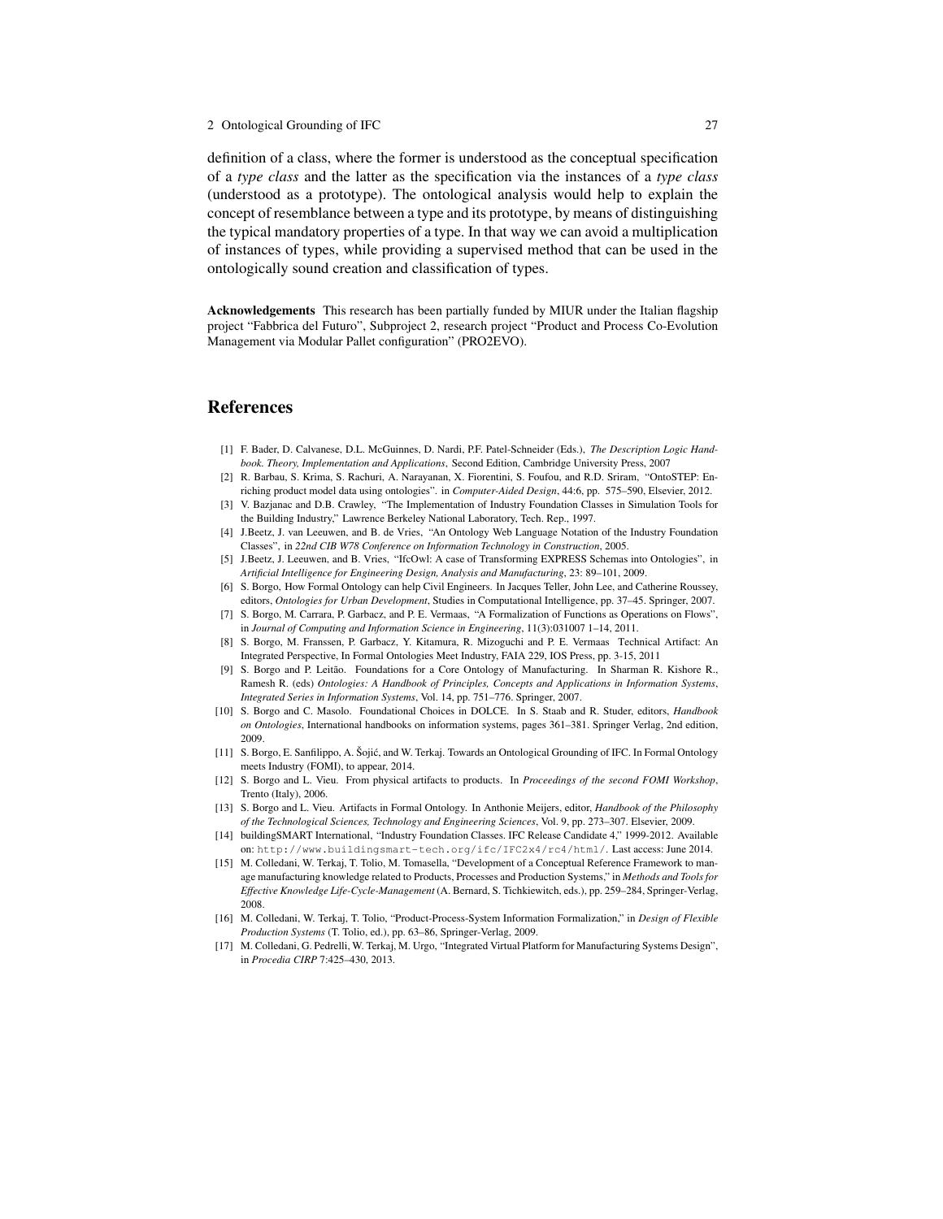definition of a class, where the former is understood as the conceptual specification of a *type class* and the latter as the specification via the instances of a *type class* (understood as a prototype). The ontological analysis would help to explain the concept of resemblance between a type and its prototype, by means of distinguishing the typical mandatory properties of a type. In that way we can avoid a multiplication of instances of types, while providing a supervised method that can be used in the ontologically sound creation and classification of types.

**Acknowledgements** This research has been partially funded by MIUR under the Italian flagship project "Fabbrica del Futuro", Subproject 2, research project "Product and Process Co-Evolution Management via Modular Pallet configuration" (PRO2EVO).

# References

[1] F. Bader, D. Calvanese, D.L. McGuinnes, D. Nardi, P.F. Patel-Schneider (Eds.), *The Description Logic Handbook. Theory, Implementation and Applications*, Second Edition, Cambridge University Press, 2007

[2] R. Barbau, S. Krima, S. Rachuri, A. Narayanan, X. Fiorentini, S. Foufou, and R.D. Sriram, "OntoSTEP: Enriching product model data using ontologies". in *Computer-Aided Design*, 44:6, pp. 575–590, Elsevier, 2012.

[3] V. Bazjanac and D.B. Crawley, "The Implementation of Industry Foundation Classes in Simulation Tools for the Building Industry," Lawrence Berkeley National Laboratory, Tech. Rep., 1997.

[4] J.Beetz, J. van Leeuwen, and B. de Vries, "An Ontology Web Language Notation of the Industry Foundation Classes", in *22nd CIB W78 Conference on Information Technology in Construction*, 2005.

[5] J.Beetz, J. Leeuwen, and B. Vries, "IfcOwl: A case of Transforming EXPRESS Schemas into Ontologies", in *Artificial Intelligence for Engineering Design, Analysis and Manufacturing*, 23: 89–101, 2009.

[6] S. Borgo, How Formal Ontology can help Civil Engineers. In Jacques Teller, John Lee, and Catherine Roussey, editors, *Ontologies for Urban Development*, Studies in Computational Intelligence, pp. 37–45. Springer, 2007.

[7] S. Borgo, M. Carrara, P. Garbacz, and P. E. Vermaas, "A Formalization of Functions as Operations on Flows", in *Journal of Computing and Information Science in Engineering*, 11(3):031007 1–14, 2011.

[8] S. Borgo, M. Franssen, P. Garbacz, Y. Kitamura, R. Mizoguchi and P. E. Vermaas Technical Artifact: An Integrated Perspective, In Formal Ontologies Meet Industry, FAIA 229, IOS Press, pp. 3-15, 2011

[9] S. Borgo and P. Leitão. Foundations for a Core Ontology of Manufacturing. In Sharman R. Kishore R., Ramesh R. (eds) *Ontologies: A Handbook of Principles, Concepts and Applications in Information Systems*, *Integrated Series in Information Systems*, Vol. 14, pp. 751–776. Springer, 2007.

[10] S. Borgo and C. Masolo. Foundational Choices in DOLCE. In S. Staab and R. Studer, editors, *Handbook on Ontologies*, International handbooks on information systems, pages 361–381. Springer Verlag, 2nd edition, 2009.

[11] S. Borgo, E. Sanfilippo, A. Šojić, and W. Terkaj. Towards an Ontological Grounding of IFC. In Formal Ontology meets Industry (FOMI), to appear, 2014.

[12] S. Borgo and L. Vieu. From physical artifacts to products. In *Proceedings of the second FOMI Workshop*, Trento (Italy), 2006.

[13] S. Borgo and L. Vieu. Artifacts in Formal Ontology. In Anthonie Meijers, editor, *Handbook of the Philosophy of the Technological Sciences, Technology and Engineering Sciences*, Vol. 9, pp. 273–307. Elsevier, 2009.

[14] buildingSMART International, "Industry Foundation Classes. IFC Release Candidate 4," 1999-2012. Available on: `http://www.buildingsmart-tech.org/ifc/IFC2x4/rc4/html/`. Last access: June 2014.

[15] M. Colledani, W. Terkaj, T. Tolio, M. Tomasella, "Development of a Conceptual Reference Framework to manage manufacturing knowledge related to Products, Processes and Production Systems," in *Methods and Tools for Effective Knowledge Life-Cycle-Management* (A. Bernard, S. Tichkiewitch, eds.), pp. 259–284, Springer-Verlag, 2008.

[16] M. Colledani, W. Terkaj, T. Tolio, "Product-Process-System Information Formalization," in *Design of Flexible Production Systems* (T. Tolio, ed.), pp. 63–86, Springer-Verlag, 2009.

[17] M. Colledani, G. Pedrelli, W. Terkaj, M. Urgo, "Integrated Virtual Platform for Manufacturing Systems Design", in *Procedia CIRP* 7:425–430, 2013.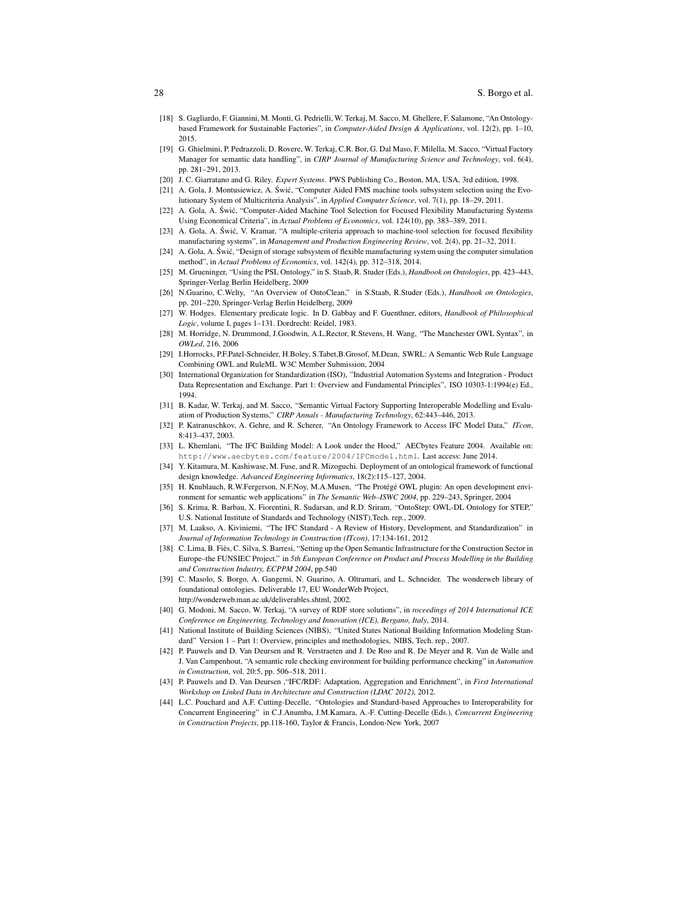[18] S. Gagliardo, F. Giannini, M. Monti, G. Pedrielli, W. Terkaj, M. Sacco, M. Ghellere, F. Salamone, "An Ontology-based Framework for Sustainable Factories", in *Computer-Aided Design & Applications*, vol. 12(2), pp. 1–10, 2015.

[19] G. Ghielmini, P. Pedrazzoli, D. Rovere, W. Terkaj, C.R. Bor, G. Dal Maso, F. Milella, M. Sacco, "Virtual Factory Manager for semantic data handling", in *CIRP Journal of Manufacturing Science and Technology*, vol. 6(4), pp. 281–291, 2013.

[20] J. C. Giarratano and G. Riley. *Expert Systems*. PWS Publishing Co., Boston, MA, USA, 3rd edition, 1998.

[21] A. Gola, J. Montusiewicz, A. Świć, "Computer Aided FMS machine tools subsystem selection using the Evolutionary System of Multicriteria Analysis", in *Applied Computer Science*, vol. 7(1), pp. 18–29, 2011.

[22] A. Gola, A. Świć, "Computer-Aided Machine Tool Selection for Focused Flexibility Manufacturing Systems Using Economical Criteria", in *Actual Problems of Economics*, vol. 124(10), pp. 383–389, 2011.

[23] A. Gola, A. Świć, V. Kramar, "A multiple-criteria approach to machine-tool selection for focused flexibility manufacturing systems", in *Management and Production Engineering Review*, vol. 2(4), pp. 21–32, 2011.

[24] A. Gola, A. Świć, "Design of storage subsystem of flexible manufacturing system using the computer simulation method", in *Actual Problems of Economics*, vol. 142(4), pp. 312–318, 2014.

[25] M. Grueninger, "Using the PSL Ontology," in S. Staab, R. Studer (Eds.), *Handbook on Ontologies*, pp. 423–443, Springer-Verlag Berlin Heidelberg, 2009

[26] N.Guarino, C.Welty, "An Overview of OntoClean," in S.Staab, R.Studer (Eds.), *Handbook on Ontologies*, pp. 201–220, Springer-Verlag Berlin Heidelberg, 2009

[27] W. Hodges. Elementary predicate logic. In D. Gabbay and F. Guenthner, editors, *Handbook of Philosophical Logic*, volume I, pages 1–131. Dordrecht: Reidel, 1983.

[28] M. Horridge, N. Drummond, J.Goodwin, A.L.Rector, R.Stevens, H. Wang, "The Manchester OWL Syntax", in *OWLed*, 216, 2006

[29] I.Horrocks, P.F.Patel-Schneider, H.Boley, S.Tabet,B.Grosof, M.Dean, SWRL: A Semantic Web Rule Language Combining OWL and RuleML W3C Member Submission, 2004

[30] International Organization for Standardization (ISO), "Industrial Automation Systems and Integration - Product Data Representation and Exchange. Part 1: Overview and Fundamental Principles", ISO 10303-1:1994(e) Ed., 1994.

[31] B. Kadar, W. Terkaj, and M. Sacco, "Semantic Virtual Factory Supporting Interoperable Modelling and Evaluation of Production Systems," *CIRP Annals - Manufacturing Technology*, 62:443–446, 2013.

[32] P. Katranuschkov, A. Gehre, and R. Scherer, "An Ontology Framework to Access IFC Model Data," *ITcon*, 8:413–437, 2003.

[33] L. Khemlani, "The IFC Building Model: A Look under the Hood," AECbytes Feature 2004. Available on: http://www.aecbytes.com/feature/2004/IFCmodel.html. Last access: June 2014.

[34] Y. Kitamura, M. Kashiwase, M. Fuse, and R. Mizoguchi. Deployment of an ontological framework of functional design knowledge. *Advanced Engineering Informatics*, 18(2):115–127, 2004.

[35] H. Knublauch, R.W.Fergerson, N.F.Noy, M.A.Musen, "The Protégé OWL plugin: An open development environment for semantic web applications" in *The Semantic Web–ISWC 2004*, pp. 229–243, Springer, 2004

[36] S. Krima, R. Barbau, X. Fiorentini, R. Sudarsan, and R.D. Sriram, "OntoStep: OWL-DL Ontology for STEP," U.S. National Institute of Standards and Technology (NIST),Tech. rep., 2009.

[37] M. Laakso, A. Kiviniemi, "The IFC Standard - A Review of History, Development, and Standardization" in *Journal of Information Technology in Construction (ITcon)*, 17:134-161, 2012

[38] C. Lima, B. Fiès, C. Silva, S. Barresi, "Setting up the Open Semantic Infrastructure for the Construction Sector in Europe–the FUNSIEC Project." in *5th European Conference on Product and Process Modelling in the Building and Construction Industry, ECPPM 2004*, pp.540

[39] C. Masolo, S. Borgo, A. Gangemi, N. Guarino, A. Oltramari, and L. Schneider. The wonderweb library of foundational ontologies. Deliverable 17, EU WonderWeb Project, http://wonderweb.man.ac.uk/deliverables.shtml, 2002.

[40] G. Modoni, M. Sacco, W. Terkaj, "A survey of RDF store solutions", in *roceedings of 2014 International ICE Conference on Engineering, Technology and Innovation (ICE), Bergano, Italy*, 2014.

[41] National Institute of Building Sciences (NIBS), "United States National Building Information Modeling Standard" Version 1 – Part 1: Overview, principles and methodologies, NIBS, Tech. rep., 2007.

[42] P. Pauwels and D. Van Deursen and R. Verstraeten and J. De Roo and R. De Meyer and R. Van de Walle and J. Van Campenhout, "A semantic rule checking environment for building performance checking" in *Automation in Construction*, vol. 20:5, pp. 506–518, 2011.

[43] P. Pauwels and D. Van Deursen ,"IFC/RDF: Adaptation, Aggregation and Enrichment", in *First International Workshop on Linked Data in Architecture and Construction (LDAC 2012)*, 2012.

[44] L.C. Pouchard and A.F. Cutting-Decelle, "Ontologies and Standard-based Approaches to Interoperability for Concurrent Engineering" in C.J.Anumba, J.M.Kamara, A.-F. Cutting-Decelle (Eds.), *Concurrent Engineering in Construction Projects*, pp.118-160, Taylor & Francis, London-New York, 2007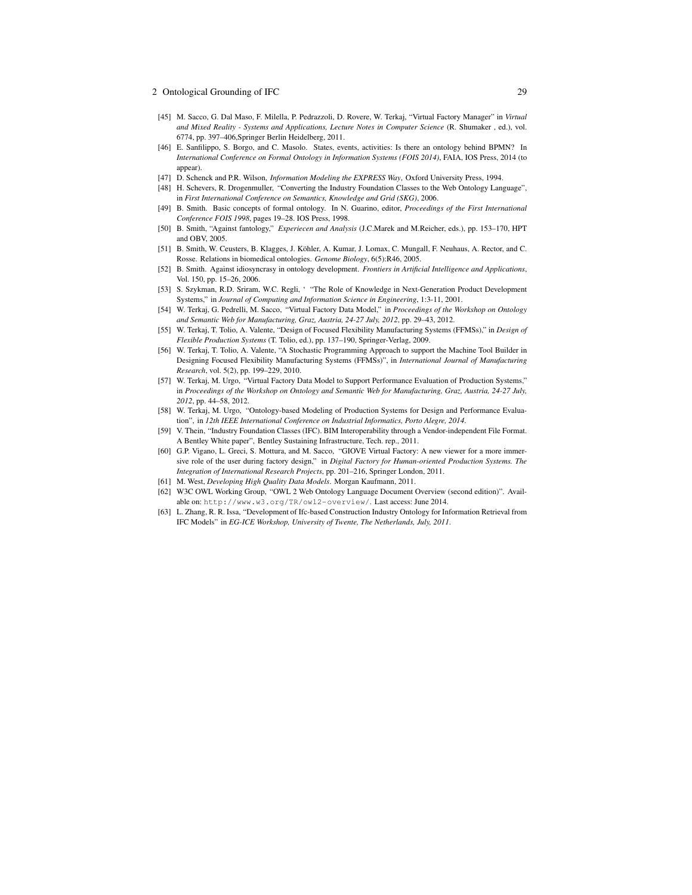[45] M. Sacco, G. Dal Maso, F. Milella, P. Pedrazzoli, D. Rovere, W. Terkaj, "Virtual Factory Manager" in *Virtual and Mixed Reality - Systems and Applications, Lecture Notes in Computer Science* (R. Shumaker , ed.), vol. 6774, pp. 397–406,Springer Berlin Heidelberg, 2011.

[46] E. Sanfilippo, S. Borgo, and C. Masolo. States, events, activities: Is there an ontology behind BPMN? In *International Conference on Formal Ontology in Information Systems (FOIS 2014)*, FAIA, IOS Press, 2014 (to appear).

[47] D. Schenck and P.R. Wilson, *Information Modeling the EXPRESS Way*, Oxford University Press, 1994.

[48] H. Schevers, R. Drogenmuller, "Converting the Industry Foundation Classes to the Web Ontology Language", in *First International Conference on Semantics, Knowledge and Grid (SKG)*, 2006.

[49] B. Smith. Basic concepts of formal ontology. In N. Guarino, editor, *Proceedings of the First International Conference FOIS 1998*, pages 19–28. IOS Press, 1998.

[50] B. Smith, "Against fantology," *Experiecen and Analysis* (J.C.Marek and M.Reicher, eds.), pp. 153–170, HPT and OBV, 2005.

[51] B. Smith, W. Ceusters, B. Klagges, J. Köhler, A. Kumar, J. Lomax, C. Mungall, F. Neuhaus, A. Rector, and C. Rosse. Relations in biomedical ontologies. *Genome Biology*, 6(5):R46, 2005.

[52] B. Smith. Against idiosyncrasy in ontology development. *Frontiers in Artificial Intelligence and Applications*, Vol. 150, pp. 15–26, 2006.

[53] S. Szykman, R.D. Sriram, W.C. Regli, ' "The Role of Knowledge in Next-Generation Product Development Systems," in *Journal of Computing and Information Science in Engineering*, 1:3-11, 2001.

[54] W. Terkaj, G. Pedrelli, M. Sacco, "Virtual Factory Data Model," in *Proceedings of the Workshop on Ontology and Semantic Web for Manufacturing, Graz, Austria, 24-27 July, 2012*, pp. 29–43, 2012.

[55] W. Terkaj, T. Tolio, A. Valente, "Design of Focused Flexibility Manufacturing Systems (FFMSs)," in *Design of Flexible Production Systems* (T. Tolio, ed.), pp. 137–190, Springer-Verlag, 2009.

[56] W. Terkaj, T. Tolio, A. Valente, "A Stochastic Programming Approach to support the Machine Tool Builder in Designing Focused Flexibility Manufacturing Systems (FFMSs)", in *International Journal of Manufacturing Research*, vol. 5(2), pp. 199–229, 2010.

[57] W. Terkaj, M. Urgo, "Virtual Factory Data Model to Support Performance Evaluation of Production Systems," in *Proceedings of the Workshop on Ontology and Semantic Web for Manufacturing, Graz, Austria, 24-27 July, 2012*, pp. 44–58, 2012.

[58] W. Terkaj, M. Urgo, "Ontology-based Modeling of Production Systems for Design and Performance Evaluation", in *12th IEEE International Conference on Industrial Informatics, Porto Alegre, 2014*.

[59] V. Thein, "Industry Foundation Classes (IFC). BIM Interoperability through a Vendor-independent File Format. A Bentley White paper", Bentley Sustaining Infrastructure, Tech. rep., 2011.

[60] G.P. Vigano, L. Greci, S. Mottura, and M. Sacco, "GIOVE Virtual Factory: A new viewer for a more immersive role of the user during factory design," in *Digital Factory for Human-oriented Production Systems. The Integration of International Research Projects*, pp. 201–216, Springer London, 2011.

[61] M. West, *Developing High Quality Data Models*. Morgan Kaufmann, 2011.

[62] W3C OWL Working Group, "OWL 2 Web Ontology Language Document Overview (second edition)". Available on: `http://www.w3.org/TR/owl2-overview/`. Last access: June 2014.

[63] L. Zhang, R. R. Issa, "Development of Ifc-based Construction Industry Ontology for Information Retrieval from IFC Models" in *EG-ICE Workshop, University of Twente, The Netherlands, July, 2011*.